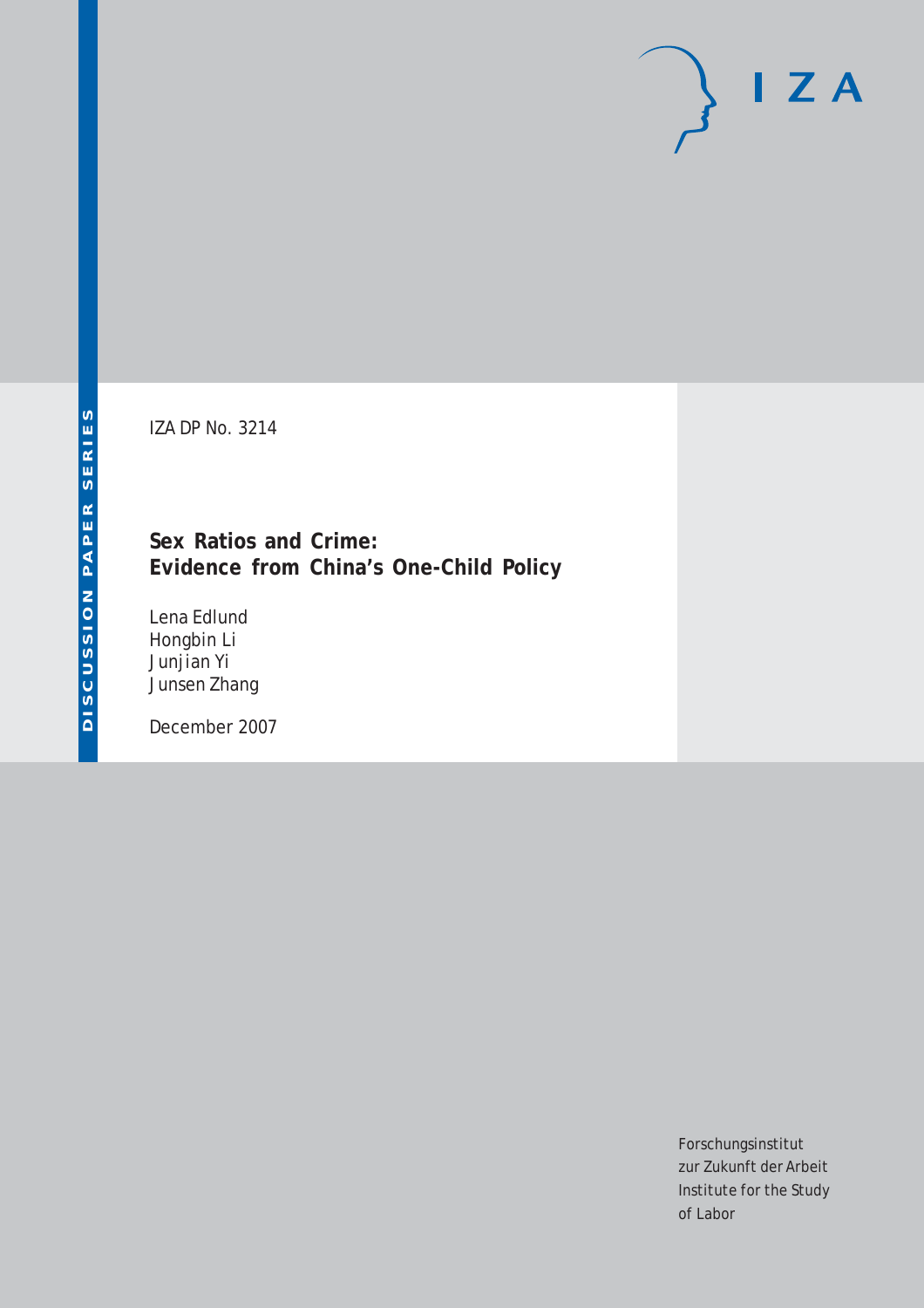IZA

DISCUSSION PAPER SERIES

IZA DP No. 3214

# Sex Ratios and Crime: Evidence from China's One-Child Policy

Lena Edlund
Hongbin Li
Junjian Yi
Junsen Zhang

December 2007

Forschungsinstitut
zur Zukunft der Arbeit
Institute for the Study
of Labor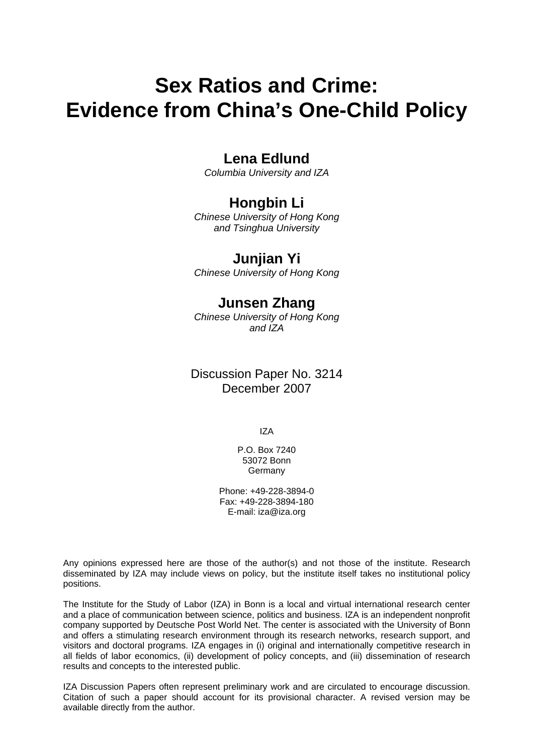# Sex Ratios and Crime: Evidence from China's One-Child Policy

**Lena Edlund**
*Columbia University and IZA*

**Hongbin Li**
*Chinese University of Hong Kong and Tsinghua University*

**Junjian Yi**
*Chinese University of Hong Kong*

**Junsen Zhang**
*Chinese University of Hong Kong and IZA*

Discussion Paper No. 3214
December 2007

IZA

P.O. Box 7240
53072 Bonn
Germany

Phone: +49-228-3894-0
Fax: +49-228-3894-180
E-mail: iza@iza.org

Any opinions expressed here are those of the author(s) and not those of the institute. Research disseminated by IZA may include views on policy, but the institute itself takes no institutional policy positions.

The Institute for the Study of Labor (IZA) in Bonn is a local and virtual international research center and a place of communication between science, politics and business. IZA is an independent nonprofit company supported by Deutsche Post World Net. The center is associated with the University of Bonn and offers a stimulating research environment through its research networks, research support, and visitors and doctoral programs. IZA engages in (i) original and internationally competitive research in all fields of labor economics, (ii) development of policy concepts, and (iii) dissemination of research results and concepts to the interested public.

IZA Discussion Papers often represent preliminary work and are circulated to encourage discussion. Citation of such a paper should account for its provisional character. A revised version may be available directly from the author.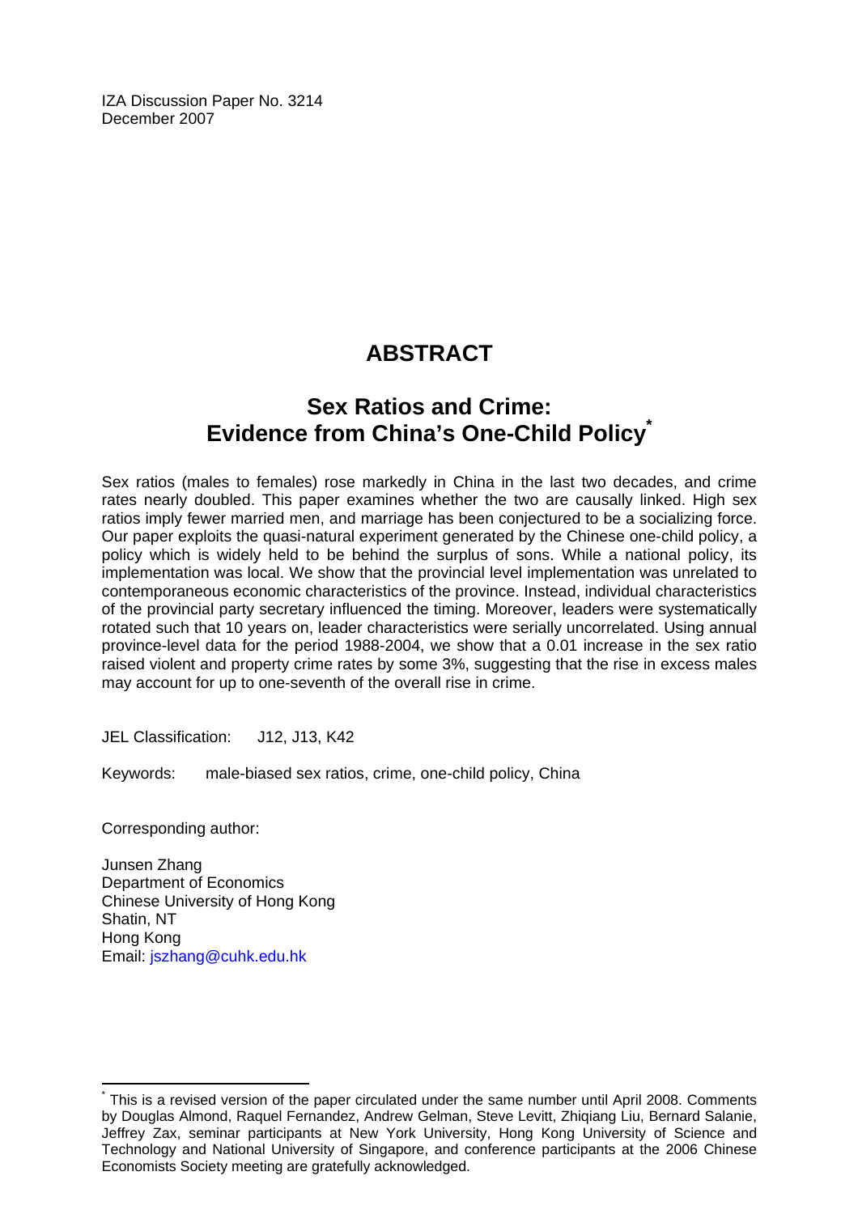IZA Discussion Paper No. 3214
December 2007

# ABSTRACT

## Sex Ratios and Crime: Evidence from China's One-Child Policy*

Sex ratios (males to females) rose markedly in China in the last two decades, and crime rates nearly doubled. This paper examines whether the two are causally linked. High sex ratios imply fewer married men, and marriage has been conjectured to be a socializing force. Our paper exploits the quasi-natural experiment generated by the Chinese one-child policy, a policy which is widely held to be behind the surplus of sons. While a national policy, its implementation was local. We show that the provincial level implementation was unrelated to contemporaneous economic characteristics of the province. Instead, individual characteristics of the provincial party secretary influenced the timing. Moreover, leaders were systematically rotated such that 10 years on, leader characteristics were serially uncorrelated. Using annual province-level data for the period 1988-2004, we show that a 0.01 increase in the sex ratio raised violent and property crime rates by some 3%, suggesting that the rise in excess males may account for up to one-seventh of the overall rise in crime.

JEL Classification: J12, J13, K42

Keywords: male-biased sex ratios, crime, one-child policy, China

Corresponding author:

Junsen Zhang
Department of Economics
Chinese University of Hong Kong
Shatin, NT
Hong Kong
Email: jszhang@cuhk.edu.hk

* This is a revised version of the paper circulated under the same number until April 2008. Comments by Douglas Almond, Raquel Fernandez, Andrew Gelman, Steve Levitt, Zhiqiang Liu, Bernard Salanie, Jeffrey Zax, seminar participants at New York University, Hong Kong University of Science and Technology and National University of Singapore, and conference participants at the 2006 Chinese Economists Society meeting are gratefully acknowledged.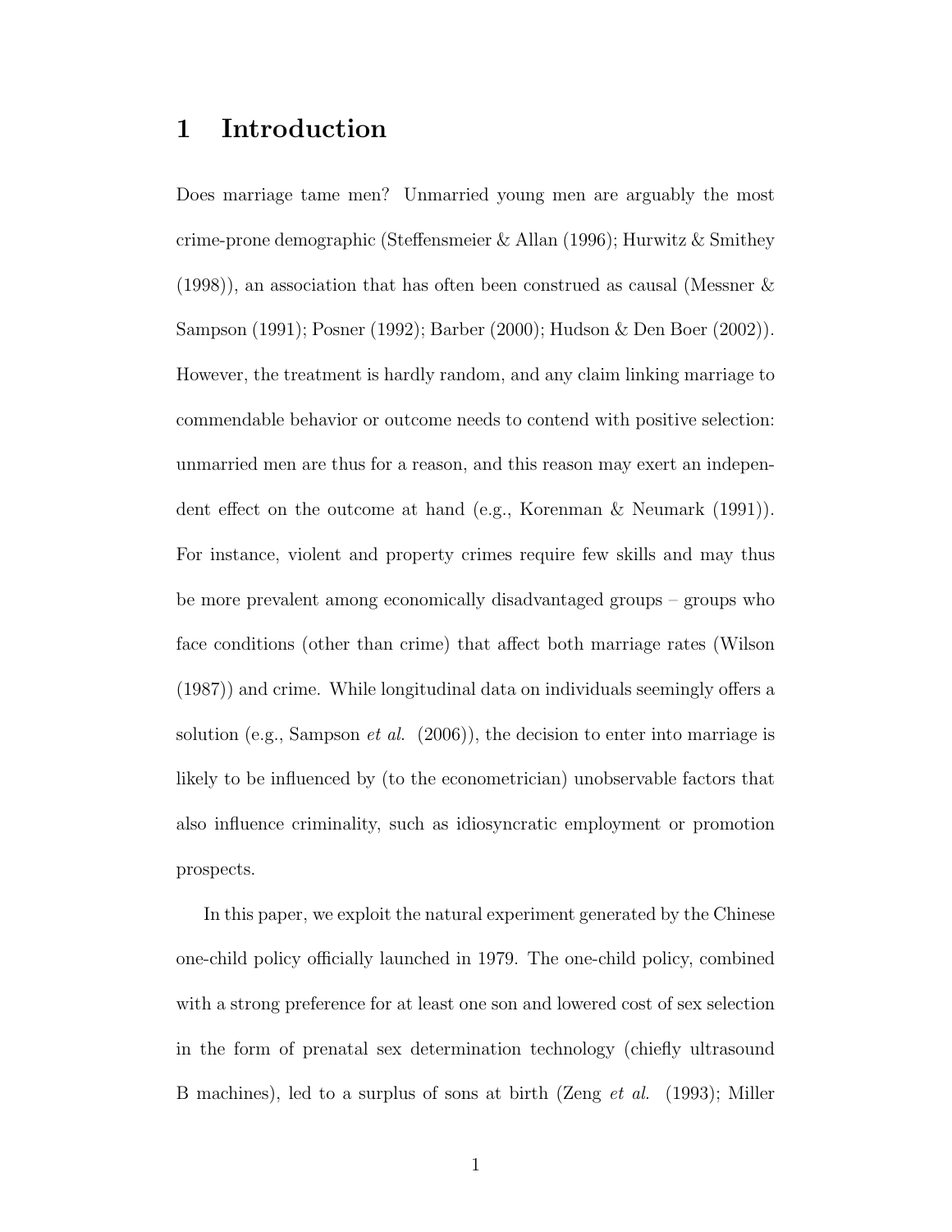# 1 Introduction

Does marriage tame men? Unmarried young men are arguably the most crime-prone demographic (Steffensmeier & Allan (1996); Hurwitz & Smithey (1998)), an association that has often been construed as causal (Messner & Sampson (1991); Posner (1992); Barber (2000); Hudson & Den Boer (2002)). However, the treatment is hardly random, and any claim linking marriage to commendable behavior or outcome needs to contend with positive selection: unmarried men are thus for a reason, and this reason may exert an independent effect on the outcome at hand (e.g., Korenman & Neumark (1991)). For instance, violent and property crimes require few skills and may thus be more prevalent among economically disadvantaged groups – groups who face conditions (other than crime) that affect both marriage rates (Wilson (1987)) and crime. While longitudinal data on individuals seemingly offers a solution (e.g., Sampson *et al.* (2006)), the decision to enter into marriage is likely to be influenced by (to the econometrician) unobservable factors that also influence criminality, such as idiosyncratic employment or promotion prospects.

In this paper, we exploit the natural experiment generated by the Chinese one-child policy officially launched in 1979. The one-child policy, combined with a strong preference for at least one son and lowered cost of sex selection in the form of prenatal sex determination technology (chiefly ultrasound B machines), led to a surplus of sons at birth (Zeng *et al.* (1993); Miller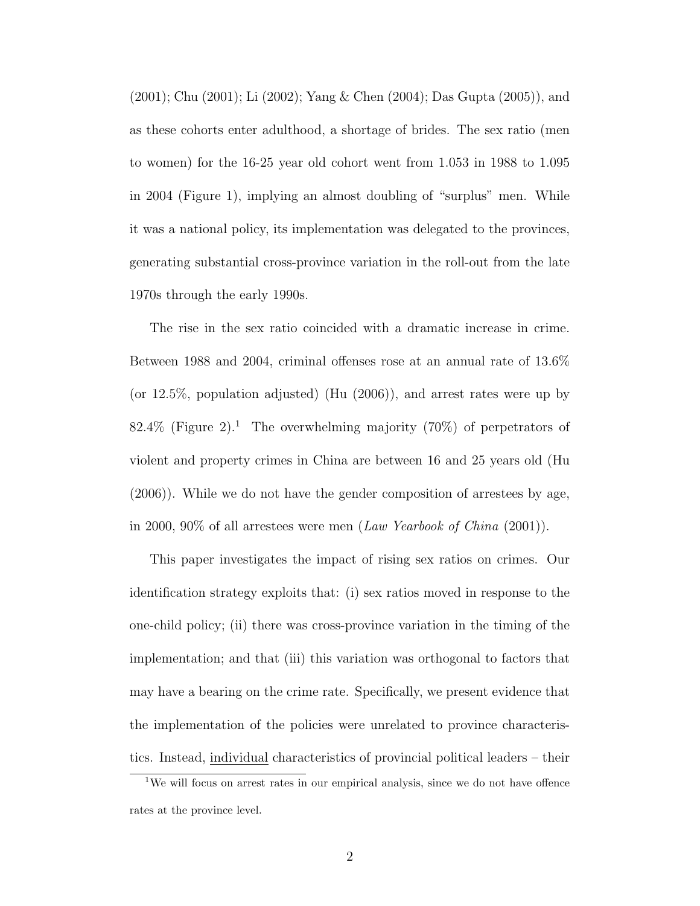(2001); Chu (2001); Li (2002); Yang & Chen (2004); Das Gupta (2005)), and as these cohorts enter adulthood, a shortage of brides. The sex ratio (men to women) for the 16-25 year old cohort went from 1.053 in 1988 to 1.095 in 2004 (Figure 1), implying an almost doubling of "surplus" men. While it was a national policy, its implementation was delegated to the provinces, generating substantial cross-province variation in the roll-out from the late 1970s through the early 1990s.

The rise in the sex ratio coincided with a dramatic increase in crime. Between 1988 and 2004, criminal offenses rose at an annual rate of 13.6% (or 12.5%, population adjusted) (Hu (2006)), and arrest rates were up by 82.4% (Figure 2).[1] The overwhelming majority (70%) of perpetrators of violent and property crimes in China are between 16 and 25 years old (Hu (2006)). While we do not have the gender composition of arrestees by age, in 2000, 90% of all arrestees were men (*Law Yearbook of China* (2001)).

This paper investigates the impact of rising sex ratios on crimes. Our identification strategy exploits that: (i) sex ratios moved in response to the one-child policy; (ii) there was cross-province variation in the timing of the implementation; and that (iii) this variation was orthogonal to factors that may have a bearing on the crime rate. Specifically, we present evidence that the implementation of the policies were unrelated to province characteristics. Instead, <u>individual</u> characteristics of provincial political leaders – their

[1] We will focus on arrest rates in our empirical analysis, since we do not have offence rates at the province level.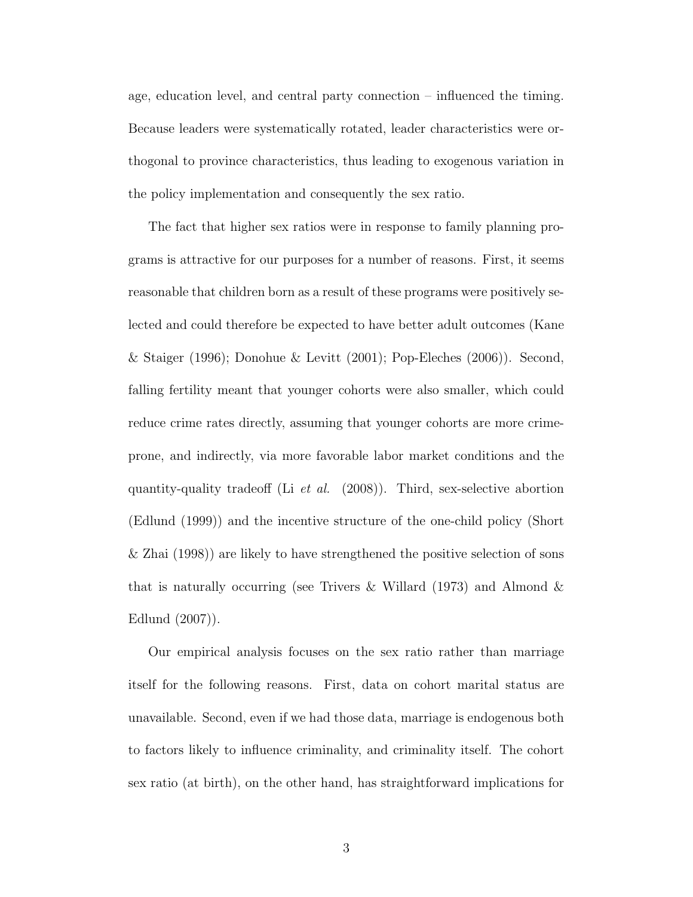age, education level, and central party connection – influenced the timing. Because leaders were systematically rotated, leader characteristics were orthogonal to province characteristics, thus leading to exogenous variation in the policy implementation and consequently the sex ratio.

The fact that higher sex ratios were in response to family planning programs is attractive for our purposes for a number of reasons. First, it seems reasonable that children born as a result of these programs were positively selected and could therefore be expected to have better adult outcomes (Kane & Staiger (1996); Donohue & Levitt (2001); Pop-Eleches (2006)). Second, falling fertility meant that younger cohorts were also smaller, which could reduce crime rates directly, assuming that younger cohorts are more crime-prone, and indirectly, via more favorable labor market conditions and the quantity-quality tradeoff (Li *et al.* (2008)). Third, sex-selective abortion (Edlund (1999)) and the incentive structure of the one-child policy (Short & Zhai (1998)) are likely to have strengthened the positive selection of sons that is naturally occurring (see Trivers & Willard (1973) and Almond & Edlund (2007)).

Our empirical analysis focuses on the sex ratio rather than marriage itself for the following reasons. First, data on cohort marital status are unavailable. Second, even if we had those data, marriage is endogenous both to factors likely to influence criminality, and criminality itself. The cohort sex ratio (at birth), on the other hand, has straightforward implications for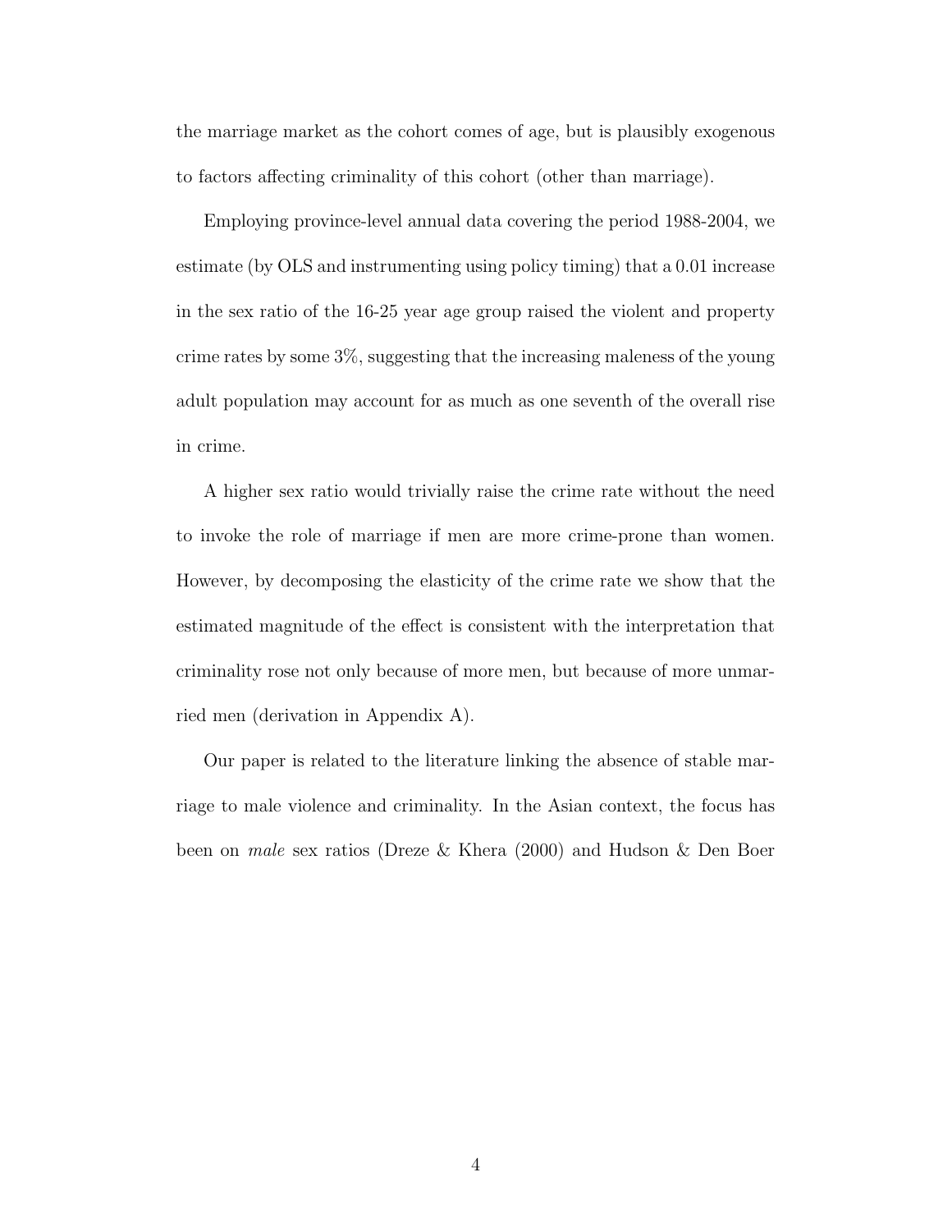the marriage market as the cohort comes of age, but is plausibly exogenous to factors affecting criminality of this cohort (other than marriage).

Employing province-level annual data covering the period 1988-2004, we estimate (by OLS and instrumenting using policy timing) that a 0.01 increase in the sex ratio of the 16-25 year age group raised the violent and property crime rates by some 3%, suggesting that the increasing maleness of the young adult population may account for as much as one seventh of the overall rise in crime.

A higher sex ratio would trivially raise the crime rate without the need to invoke the role of marriage if men are more crime-prone than women. However, by decomposing the elasticity of the crime rate we show that the estimated magnitude of the effect is consistent with the interpretation that criminality rose not only because of more men, but because of more unmarried men (derivation in Appendix A).

Our paper is related to the literature linking the absence of stable marriage to male violence and criminality. In the Asian context, the focus has been on *male* sex ratios (Dreze & Khera (2000) and Hudson & Den Boer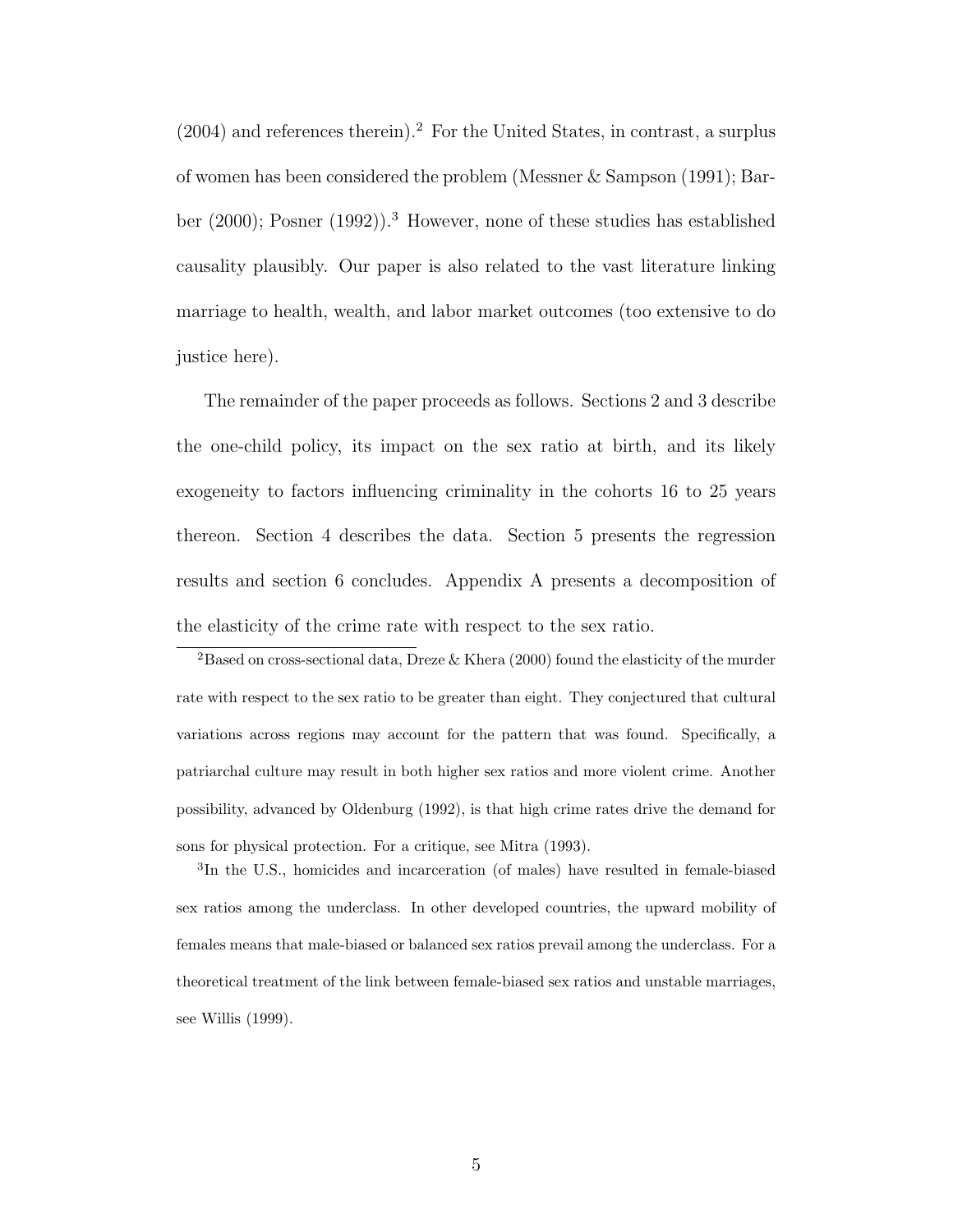(2004) and references therein).[2] For the United States, in contrast, a surplus of women has been considered the problem (Messner & Sampson (1991); Barber (2000); Posner (1992)).[3] However, none of these studies has established causality plausibly. Our paper is also related to the vast literature linking marriage to health, wealth, and labor market outcomes (too extensive to do justice here).

The remainder of the paper proceeds as follows. Sections 2 and 3 describe the one-child policy, its impact on the sex ratio at birth, and its likely exogeneity to factors influencing criminality in the cohorts 16 to 25 years thereon. Section 4 describes the data. Section 5 presents the regression results and section 6 concludes. Appendix A presents a decomposition of the elasticity of the crime rate with respect to the sex ratio.

[2]Based on cross-sectional data, Dreze & Khera (2000) found the elasticity of the murder rate with respect to the sex ratio to be greater than eight. They conjectured that cultural variations across regions may account for the pattern that was found. Specifically, a patriarchal culture may result in both higher sex ratios and more violent crime. Another possibility, advanced by Oldenburg (1992), is that high crime rates drive the demand for sons for physical protection. For a critique, see Mitra (1993).

[3]In the U.S., homicides and incarceration (of males) have resulted in female-biased sex ratios among the underclass. In other developed countries, the upward mobility of females means that male-biased or balanced sex ratios prevail among the underclass. For a theoretical treatment of the link between female-biased sex ratios and unstable marriages, see Willis (1999).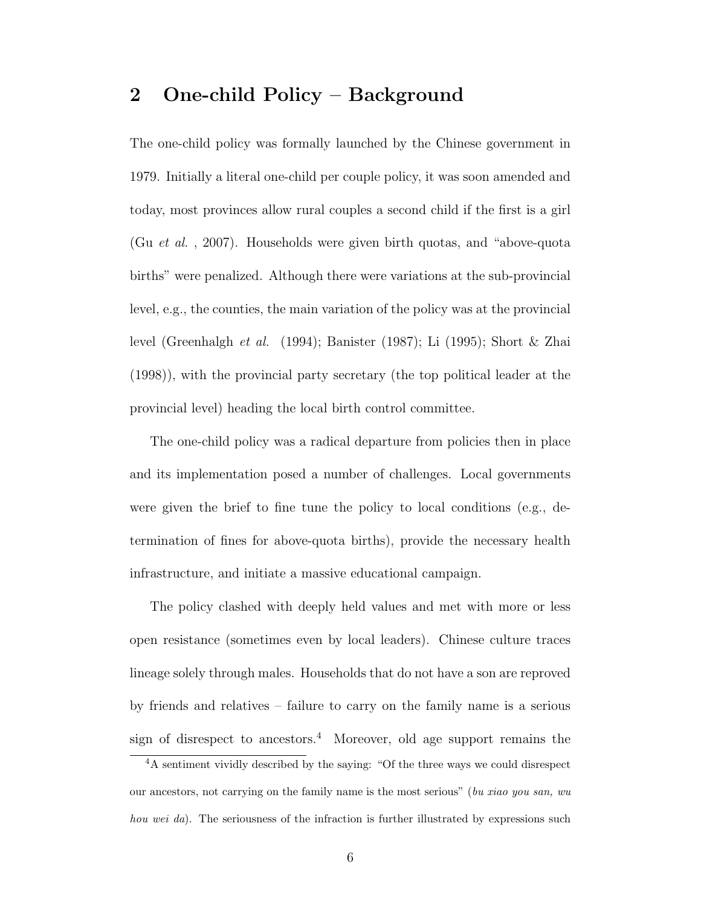## 2 One-child Policy – Background

The one-child policy was formally launched by the Chinese government in 1979. Initially a literal one-child per couple policy, it was soon amended and today, most provinces allow rural couples a second child if the first is a girl (Gu *et al.* , 2007). Households were given birth quotas, and "above-quota births" were penalized. Although there were variations at the sub-provincial level, e.g., the counties, the main variation of the policy was at the provincial level (Greenhalgh *et al.* (1994); Banister (1987); Li (1995); Short & Zhai (1998)), with the provincial party secretary (the top political leader at the provincial level) heading the local birth control committee.

The one-child policy was a radical departure from policies then in place and its implementation posed a number of challenges. Local governments were given the brief to fine tune the policy to local conditions (e.g., determination of fines for above-quota births), provide the necessary health infrastructure, and initiate a massive educational campaign.

The policy clashed with deeply held values and met with more or less open resistance (sometimes even by local leaders). Chinese culture traces lineage solely through males. Households that do not have a son are reproved by friends and relatives – failure to carry on the family name is a serious sign of disrespect to ancestors.[4] Moreover, old age support remains the

[4] A sentiment vividly described by the saying: "Of the three ways we could disrespect our ancestors, not carrying on the family name is the most serious" (*bu xiao you san, wu hou wei da*). The seriousness of the infraction is further illustrated by expressions such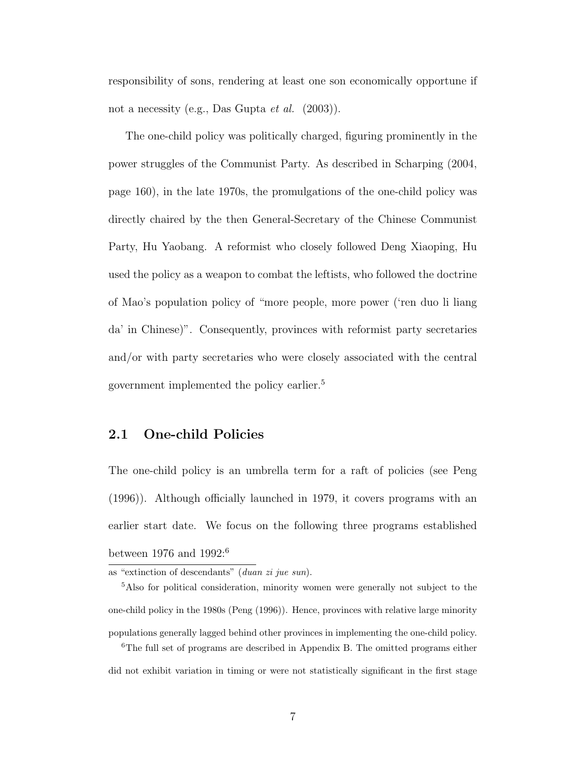responsibility of sons, rendering at least one son economically opportune if not a necessity (e.g., Das Gupta *et al.* (2003)).

The one-child policy was politically charged, figuring prominently in the power struggles of the Communist Party. As described in Scharping (2004, page 160), in the late 1970s, the promulgations of the one-child policy was directly chaired by the then General-Secretary of the Chinese Communist Party, Hu Yaobang. A reformist who closely followed Deng Xiaoping, Hu used the policy as a weapon to combat the leftists, who followed the doctrine of Mao's population policy of "more people, more power ('ren duo li liang da' in Chinese)". Consequently, provinces with reformist party secretaries and/or with party secretaries who were closely associated with the central government implemented the policy earlier.[5]

## 2.1 One-child Policies

The one-child policy is an umbrella term for a raft of policies (see Peng (1996)). Although officially launched in 1979, it covers programs with an earlier start date. We focus on the following three programs established between 1976 and 1992:[6]

as "extinction of descendants" (*duan zi jue sun*).

[5] Also for political consideration, minority women were generally not subject to the one-child policy in the 1980s (Peng (1996)). Hence, provinces with relative large minority populations generally lagged behind other provinces in implementing the one-child policy.

[6] The full set of programs are described in Appendix B. The omitted programs either did not exhibit variation in timing or were not statistically significant in the first stage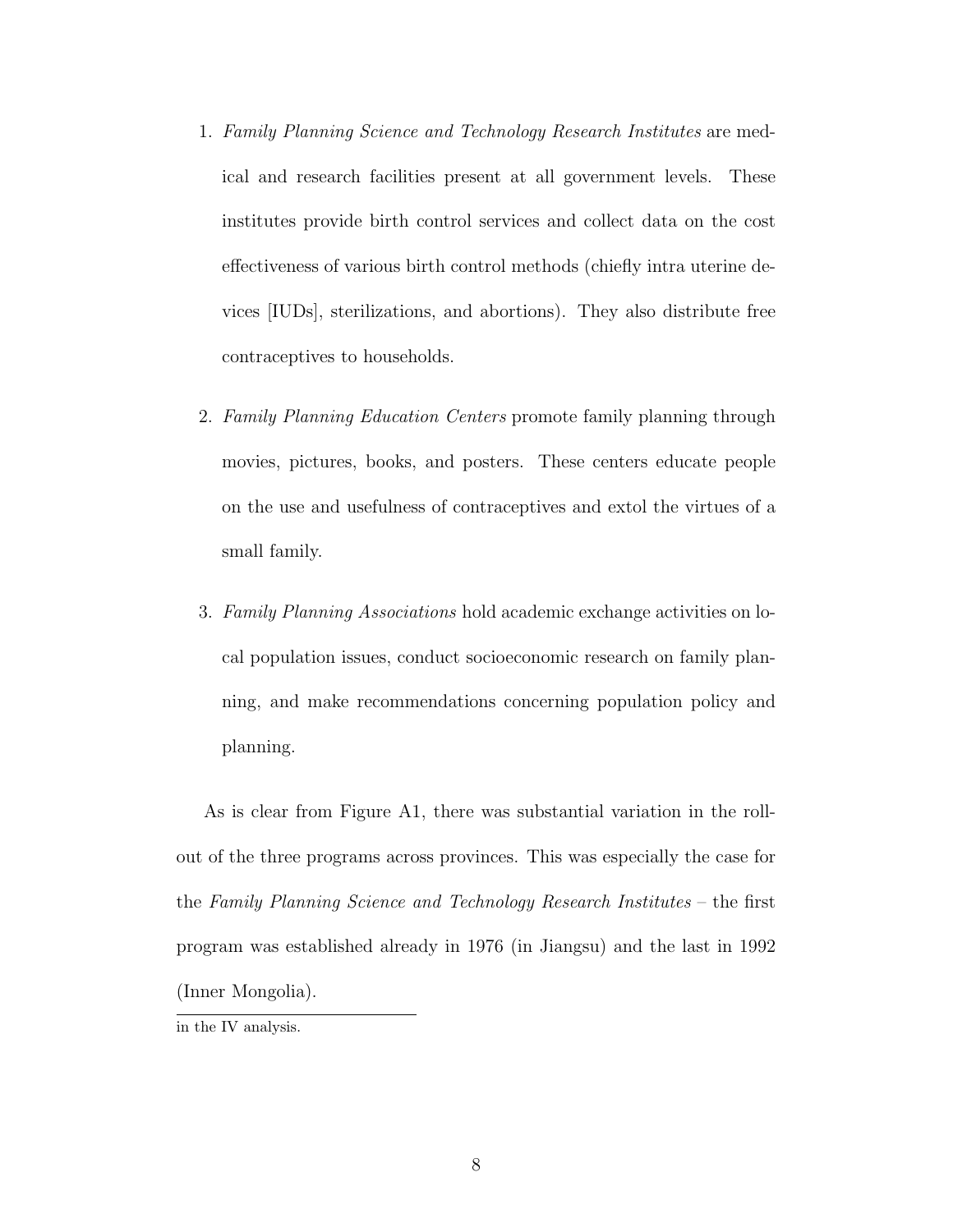1. *Family Planning Science and Technology Research Institutes* are medical and research facilities present at all government levels. These institutes provide birth control services and collect data on the cost effectiveness of various birth control methods (chiefly intra uterine devices [IUDs], sterilizations, and abortions). They also distribute free contraceptives to households.

2. *Family Planning Education Centers* promote family planning through movies, pictures, books, and posters. These centers educate people on the use and usefulness of contraceptives and extol the virtues of a small family.

3. *Family Planning Associations* hold academic exchange activities on local population issues, conduct socioeconomic research on family planning, and make recommendations concerning population policy and planning.

As is clear from Figure A1, there was substantial variation in the roll-out of the three programs across provinces. This was especially the case for the *Family Planning Science and Technology Research Institutes* – the first program was established already in 1976 (in Jiangsu) and the last in 1992 (Inner Mongolia).

---

in the IV analysis.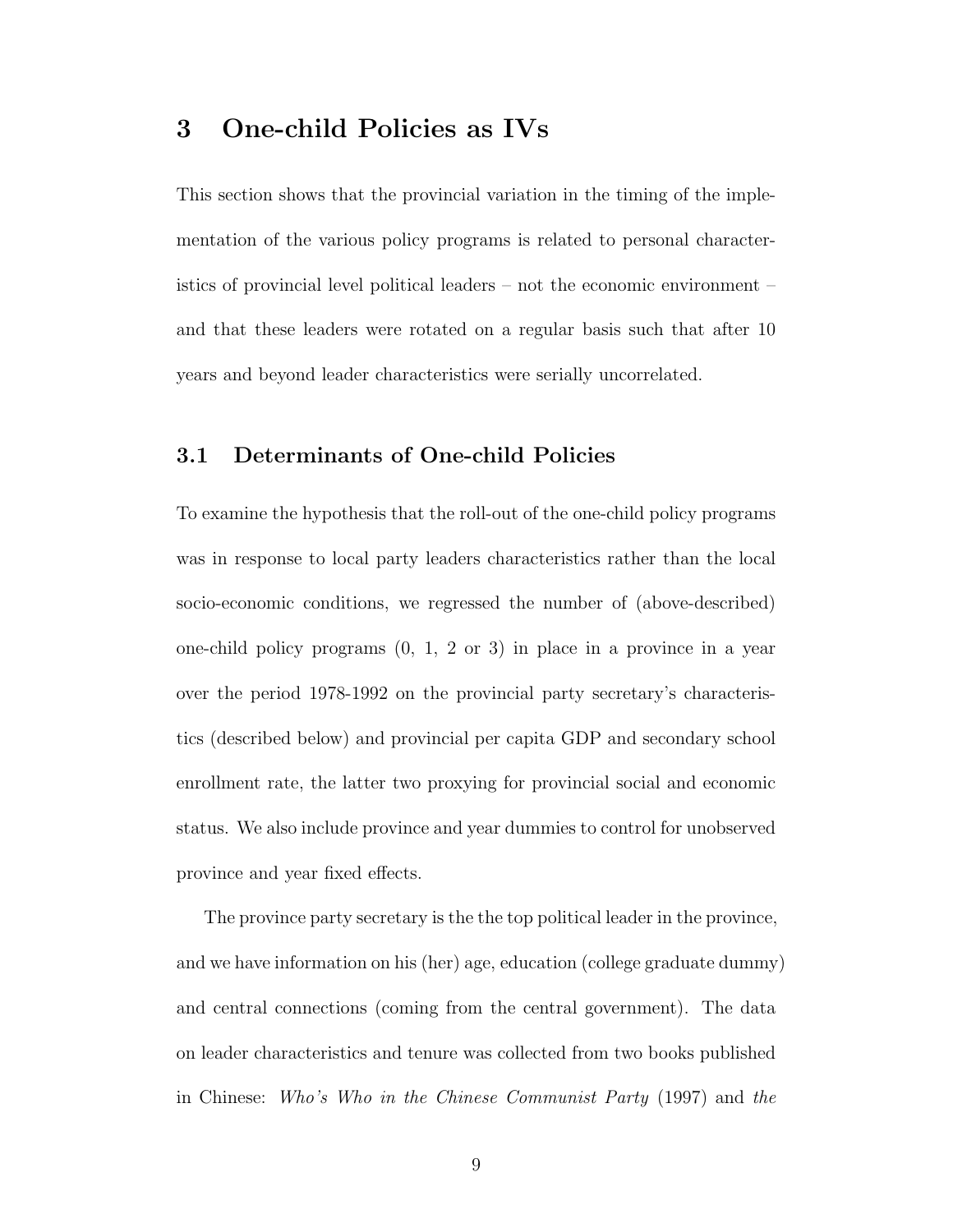# 3 One-child Policies as IVs

This section shows that the provincial variation in the timing of the implementation of the various policy programs is related to personal characteristics of provincial level political leaders – not the economic environment – and that these leaders were rotated on a regular basis such that after 10 years and beyond leader characteristics were serially uncorrelated.

## 3.1 Determinants of One-child Policies

To examine the hypothesis that the roll-out of the one-child policy programs was in response to local party leaders characteristics rather than the local socio-economic conditions, we regressed the number of (above-described) one-child policy programs (0, 1, 2 or 3) in place in a province in a year over the period 1978-1992 on the provincial party secretary's characteristics (described below) and provincial per capita GDP and secondary school enrollment rate, the latter two proxying for provincial social and economic status. We also include province and year dummies to control for unobserved province and year fixed effects.

The province party secretary is the the top political leader in the province, and we have information on his (her) age, education (college graduate dummy) and central connections (coming from the central government). The data on leader characteristics and tenure was collected from two books published in Chinese: *Who's Who in the Chinese Communist Party* (1997) and *the*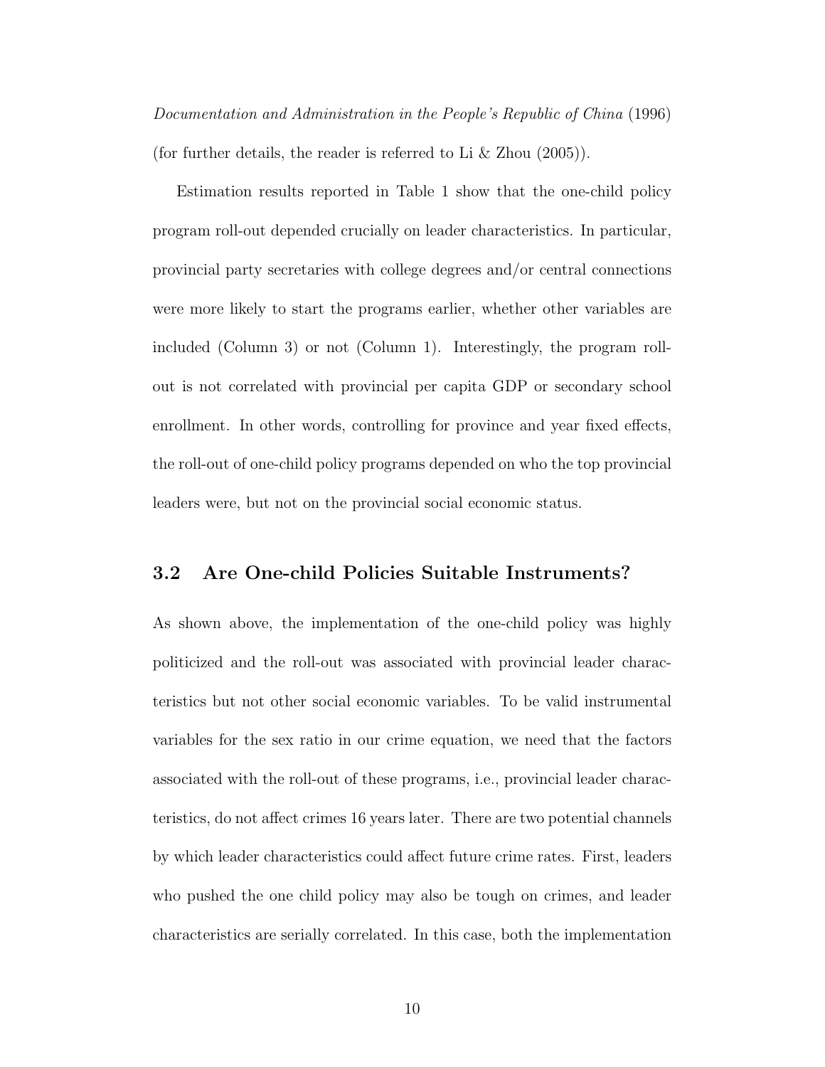*Documentation and Administration in the People's Republic of China* (1996) (for further details, the reader is referred to Li & Zhou (2005)).

Estimation results reported in Table 1 show that the one-child policy program roll-out depended crucially on leader characteristics. In particular, provincial party secretaries with college degrees and/or central connections were more likely to start the programs earlier, whether other variables are included (Column 3) or not (Column 1). Interestingly, the program roll-out is not correlated with provincial per capita GDP or secondary school enrollment. In other words, controlling for province and year fixed effects, the roll-out of one-child policy programs depended on who the top provincial leaders were, but not on the provincial social economic status.

### 3.2 Are One-child Policies Suitable Instruments?

As shown above, the implementation of the one-child policy was highly politicized and the roll-out was associated with provincial leader characteristics but not other social economic variables. To be valid instrumental variables for the sex ratio in our crime equation, we need that the factors associated with the roll-out of these programs, i.e., provincial leader characteristics, do not affect crimes 16 years later. There are two potential channels by which leader characteristics could affect future crime rates. First, leaders who pushed the one child policy may also be tough on crimes, and leader characteristics are serially correlated. In this case, both the implementation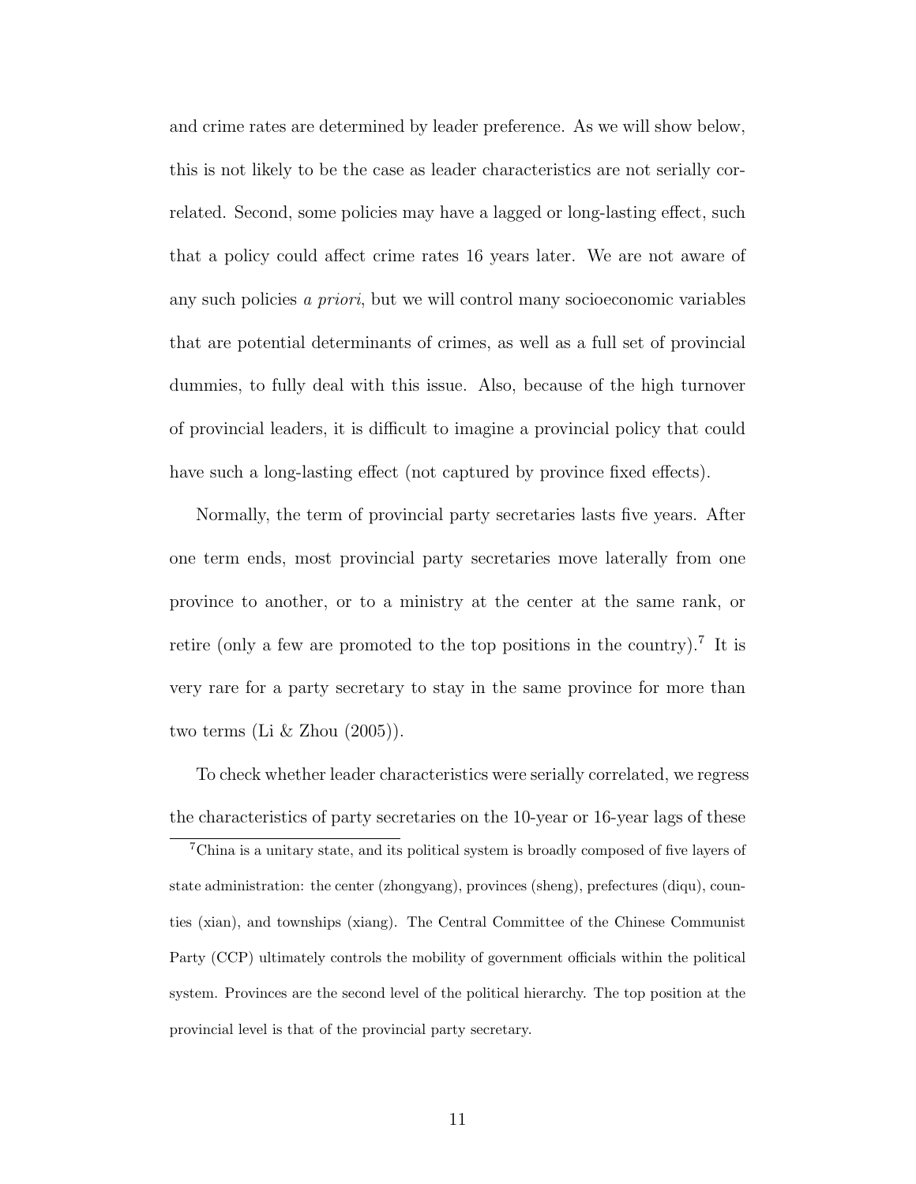and crime rates are determined by leader preference. As we will show below, this is not likely to be the case as leader characteristics are not serially correlated. Second, some policies may have a lagged or long-lasting effect, such that a policy could affect crime rates 16 years later. We are not aware of any such policies *a priori*, but we will control many socioeconomic variables that are potential determinants of crimes, as well as a full set of provincial dummies, to fully deal with this issue. Also, because of the high turnover of provincial leaders, it is difficult to imagine a provincial policy that could have such a long-lasting effect (not captured by province fixed effects).

Normally, the term of provincial party secretaries lasts five years. After one term ends, most provincial party secretaries move laterally from one province to another, or to a ministry at the center at the same rank, or retire (only a few are promoted to the top positions in the country).[7] It is very rare for a party secretary to stay in the same province for more than two terms (Li & Zhou (2005)).

To check whether leader characteristics were serially correlated, we regress the characteristics of party secretaries on the 10-year or 16-year lags of these

[7]China is a unitary state, and its political system is broadly composed of five layers of state administration: the center (zhongyang), provinces (sheng), prefectures (diqu), counties (xian), and townships (xiang). The Central Committee of the Chinese Communist Party (CCP) ultimately controls the mobility of government officials within the political system. Provinces are the second level of the political hierarchy. The top position at the provincial level is that of the provincial party secretary.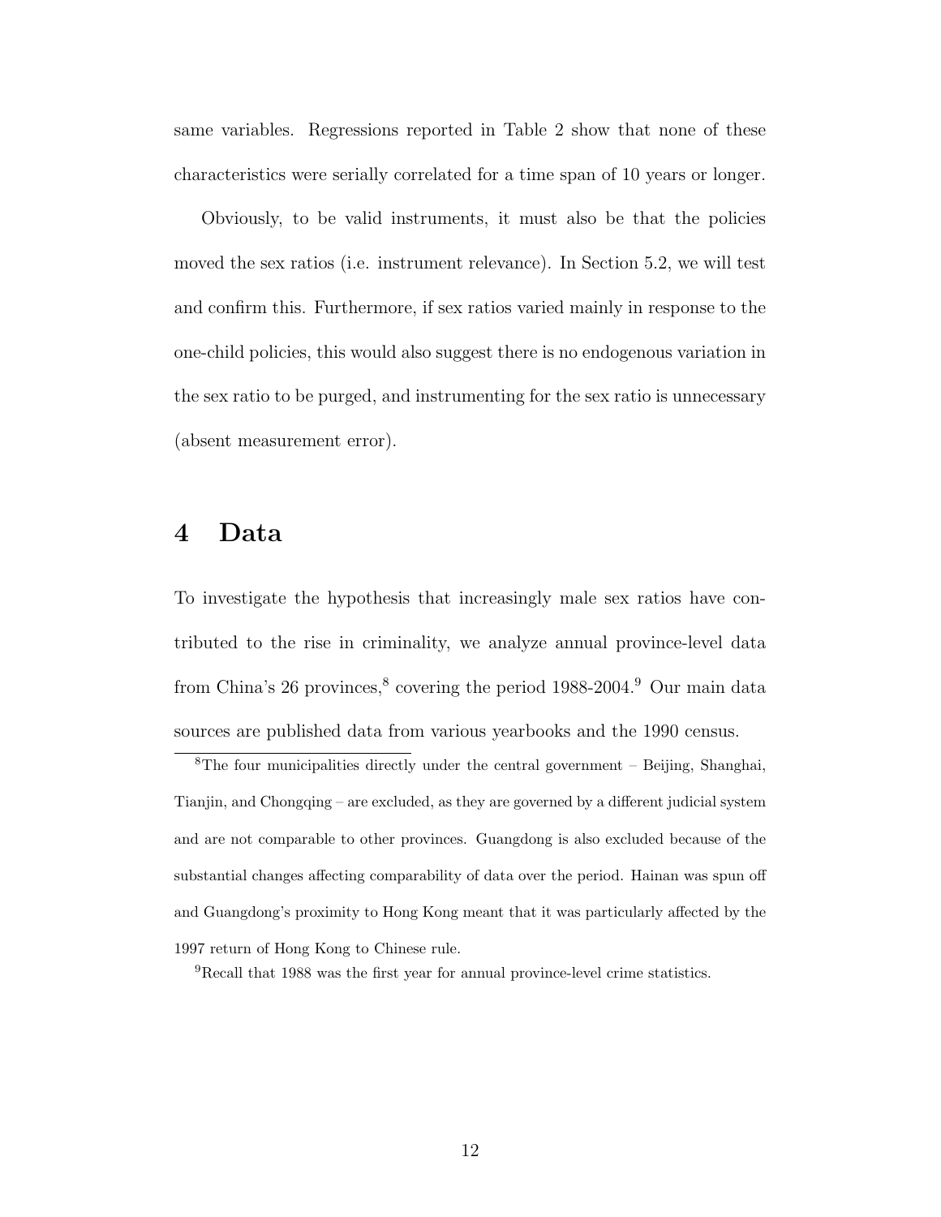same variables. Regressions reported in Table 2 show that none of these characteristics were serially correlated for a time span of 10 years or longer.

Obviously, to be valid instruments, it must also be that the policies moved the sex ratios (i.e. instrument relevance). In Section 5.2, we will test and confirm this. Furthermore, if sex ratios varied mainly in response to the one-child policies, this would also suggest there is no endogenous variation in the sex ratio to be purged, and instrumenting for the sex ratio is unnecessary (absent measurement error).

# 4 Data

To investigate the hypothesis that increasingly male sex ratios have contributed to the rise in criminality, we analyze annual province-level data from China's 26 provinces,[8] covering the period 1988-2004.[9] Our main data sources are published data from various yearbooks and the 1990 census.

[8]The four municipalities directly under the central government – Beijing, Shanghai, Tianjin, and Chongqing – are excluded, as they are governed by a different judicial system and are not comparable to other provinces. Guangdong is also excluded because of the substantial changes affecting comparability of data over the period. Hainan was spun off and Guangdong's proximity to Hong Kong meant that it was particularly affected by the 1997 return of Hong Kong to Chinese rule.

[9]Recall that 1988 was the first year for annual province-level crime statistics.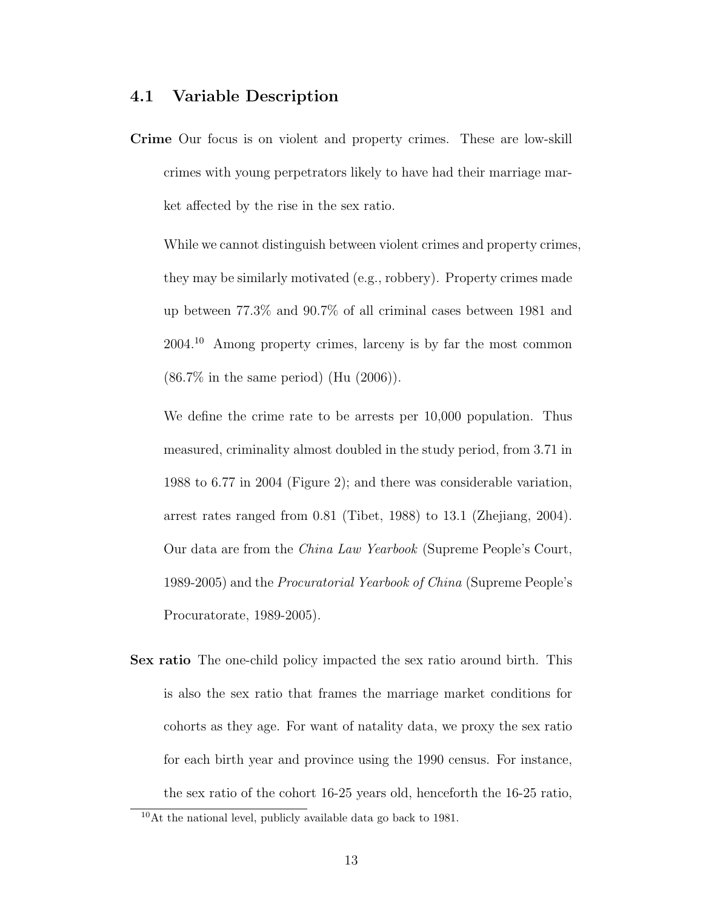### 4.1 Variable Description

**Crime** Our focus is on violent and property crimes. These are low-skill crimes with young perpetrators likely to have had their marriage market affected by the rise in the sex ratio.

While we cannot distinguish between violent crimes and property crimes, they may be similarly motivated (e.g., robbery). Property crimes made up between 77.3% and 90.7% of all criminal cases between 1981 and 2004.[10] Among property crimes, larceny is by far the most common (86.7% in the same period) (Hu (2006)).

We define the crime rate to be arrests per 10,000 population. Thus measured, criminality almost doubled in the study period, from 3.71 in 1988 to 6.77 in 2004 (Figure 2); and there was considerable variation, arrest rates ranged from 0.81 (Tibet, 1988) to 13.1 (Zhejiang, 2004). Our data are from the *China Law Yearbook* (Supreme People's Court, 1989-2005) and the *Procuratorial Yearbook of China* (Supreme People's Procuratorate, 1989-2005).

**Sex ratio** The one-child policy impacted the sex ratio around birth. This is also the sex ratio that frames the marriage market conditions for cohorts as they age. For want of natality data, we proxy the sex ratio for each birth year and province using the 1990 census. For instance, the sex ratio of the cohort 16-25 years old, henceforth the 16-25 ratio,

[10] At the national level, publicly available data go back to 1981.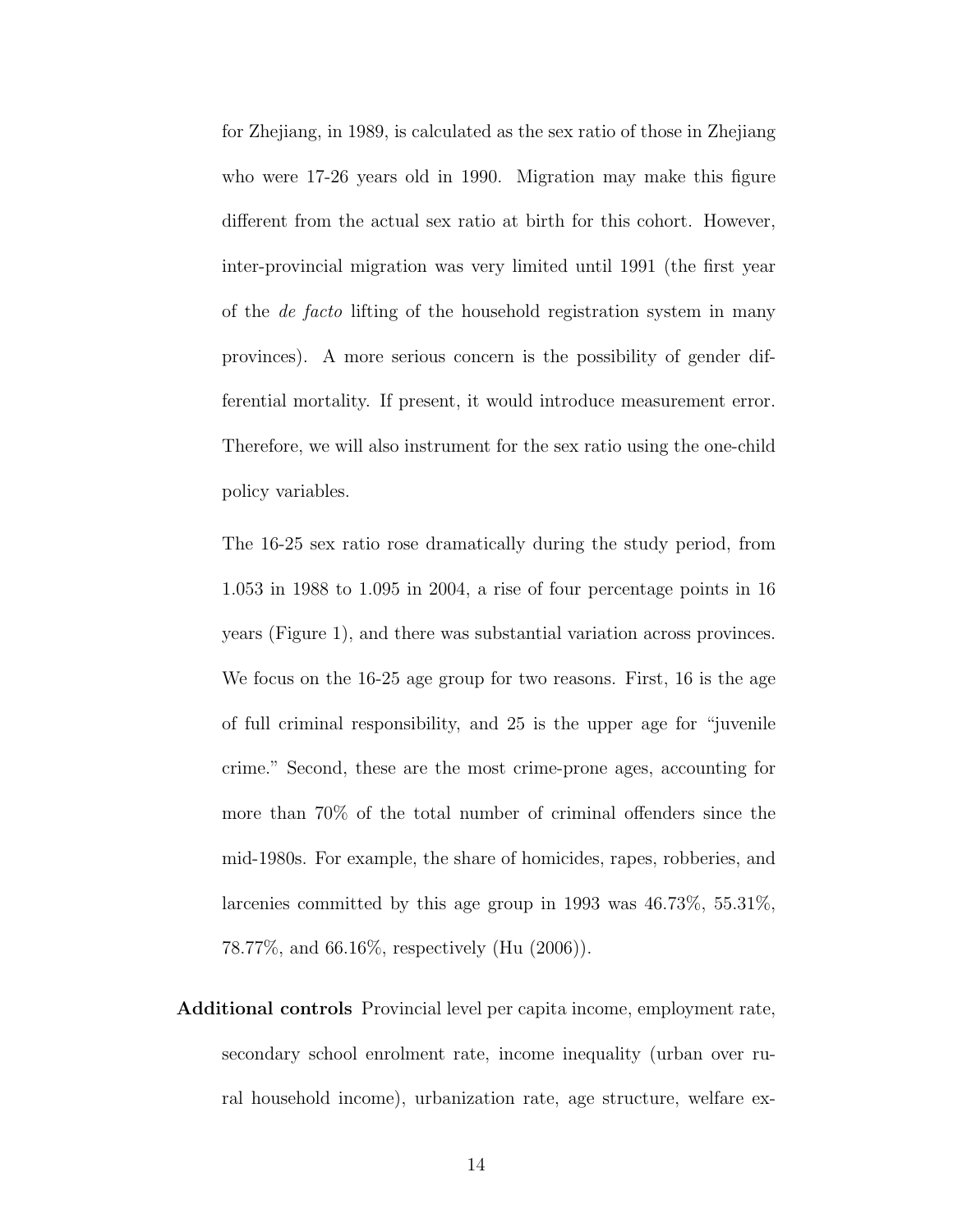for Zhejiang, in 1989, is calculated as the sex ratio of those in Zhejiang who were 17-26 years old in 1990. Migration may make this figure different from the actual sex ratio at birth for this cohort. However, inter-provincial migration was very limited until 1991 (the first year of the *de facto* lifting of the household registration system in many provinces). A more serious concern is the possibility of gender differential mortality. If present, it would introduce measurement error. Therefore, we will also instrument for the sex ratio using the one-child policy variables.

The 16-25 sex ratio rose dramatically during the study period, from 1.053 in 1988 to 1.095 in 2004, a rise of four percentage points in 16 years (Figure 1), and there was substantial variation across provinces. We focus on the 16-25 age group for two reasons. First, 16 is the age of full criminal responsibility, and 25 is the upper age for "juvenile crime." Second, these are the most crime-prone ages, accounting for more than 70% of the total number of criminal offenders since the mid-1980s. For example, the share of homicides, rapes, robberies, and larcenies committed by this age group in 1993 was 46.73%, 55.31%, 78.77%, and 66.16%, respectively (Hu (2006)).

**Additional controls** Provincial level per capita income, employment rate, secondary school enrolment rate, income inequality (urban over rural household income), urbanization rate, age structure, welfare ex-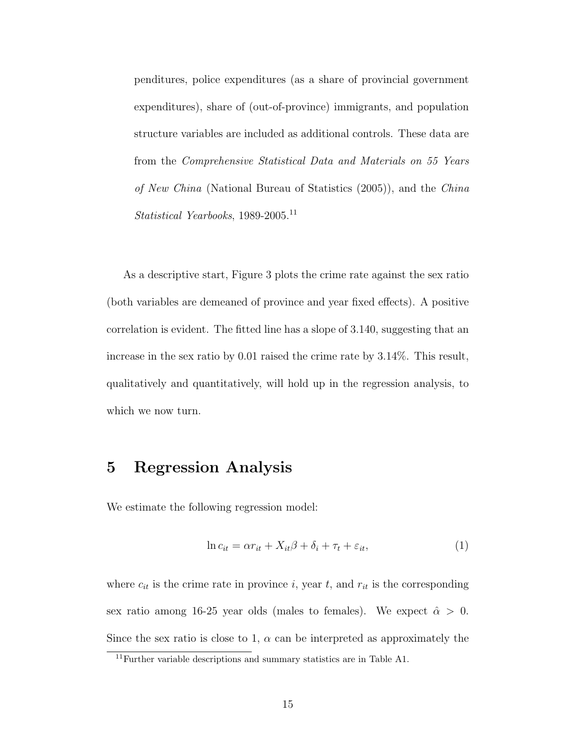penditures, police expenditures (as a share of provincial government expenditures), share of (out-of-province) immigrants, and population structure variables are included as additional controls. These data are from the *Comprehensive Statistical Data and Materials on 55 Years of New China* (National Bureau of Statistics (2005)), and the *China Statistical Yearbooks*, 1989-2005.[11]

As a descriptive start, Figure 3 plots the crime rate against the sex ratio (both variables are demeaned of province and year fixed effects). A positive correlation is evident. The fitted line has a slope of 3.140, suggesting that an increase in the sex ratio by 0.01 raised the crime rate by 3.14%. This result, qualitatively and quantitatively, will hold up in the regression analysis, to which we now turn.

# 5 Regression Analysis

We estimate the following regression model:

$$\ln c_{it} = \alpha r_{it} + X_{it}\beta + \delta_i + \tau_t + \varepsilon_{it}, \tag{1}$$

where $c_{it}$ is the crime rate in province $i$, year $t$, and $r_{it}$ is the corresponding sex ratio among 16-25 year olds (males to females). We expect $\hat{\alpha} > 0$. Since the sex ratio is close to 1, $\alpha$ can be interpreted as approximately the

[11] Further variable descriptions and summary statistics are in Table A1.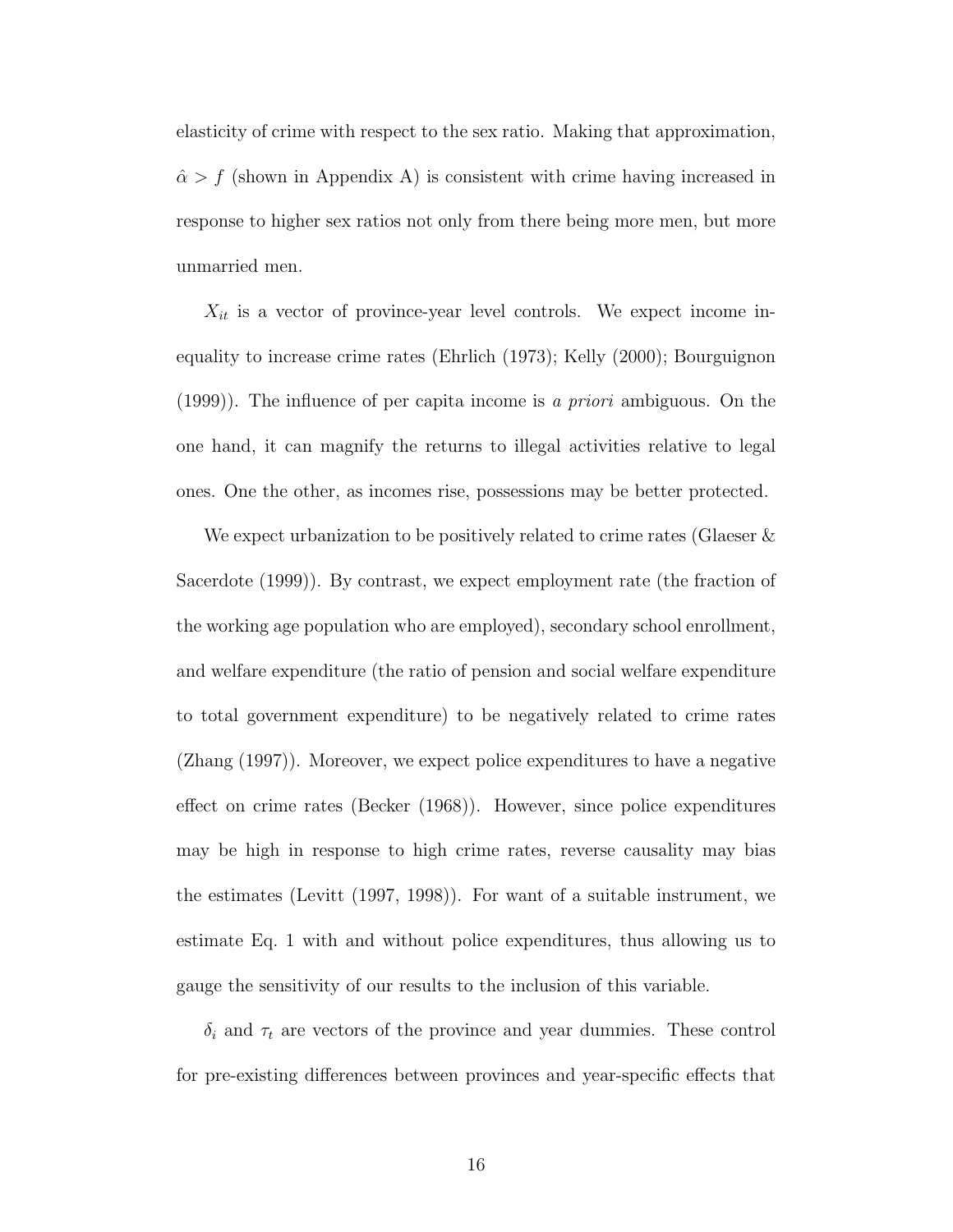elasticity of crime with respect to the sex ratio. Making that approximation, $\hat{\alpha} > f$ (shown in Appendix A) is consistent with crime having increased in response to higher sex ratios not only from there being more men, but more unmarried men.

$X_{it}$ is a vector of province-year level controls. We expect income inequality to increase crime rates (Ehrlich (1973); Kelly (2000); Bourguignon (1999)). The influence of per capita income is *a priori* ambiguous. On the one hand, it can magnify the returns to illegal activities relative to legal ones. One the other, as incomes rise, possessions may be better protected.

We expect urbanization to be positively related to crime rates (Glaeser & Sacerdote (1999)). By contrast, we expect employment rate (the fraction of the working age population who are employed), secondary school enrollment, and welfare expenditure (the ratio of pension and social welfare expenditure to total government expenditure) to be negatively related to crime rates (Zhang (1997)). Moreover, we expect police expenditures to have a negative effect on crime rates (Becker (1968)). However, since police expenditures may be high in response to high crime rates, reverse causality may bias the estimates (Levitt (1997, 1998)). For want of a suitable instrument, we estimate Eq. 1 with and without police expenditures, thus allowing us to gauge the sensitivity of our results to the inclusion of this variable.

$\delta_i$ and $\tau_t$ are vectors of the province and year dummies. These control for pre-existing differences between provinces and year-specific effects that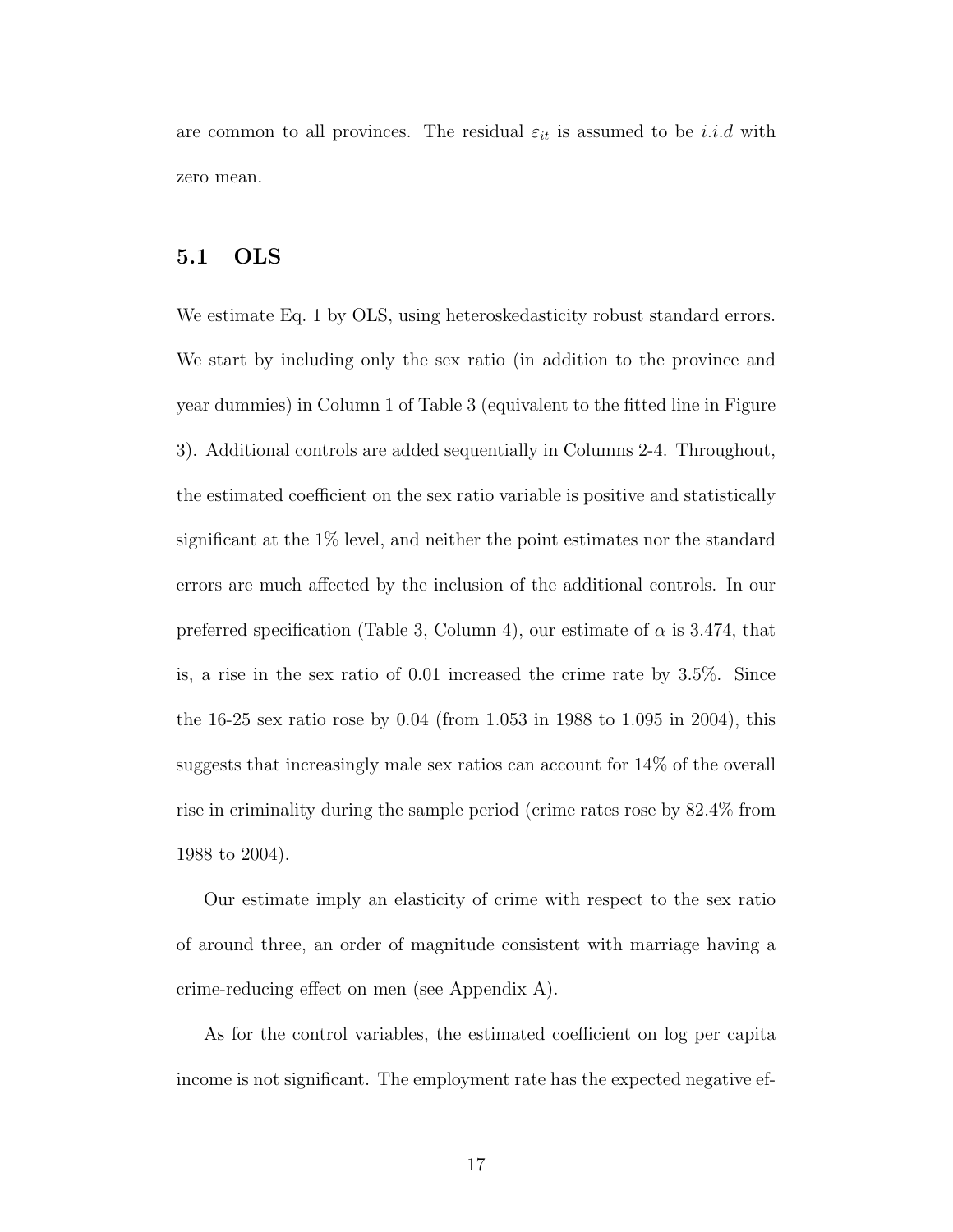are common to all provinces. The residual $\varepsilon_{it}$ is assumed to be *i.i.d* with zero mean.

## 5.1 OLS

We estimate Eq. 1 by OLS, using heteroskedasticity robust standard errors. We start by including only the sex ratio (in addition to the province and year dummies) in Column 1 of Table 3 (equivalent to the fitted line in Figure 3). Additional controls are added sequentially in Columns 2-4. Throughout, the estimated coefficient on the sex ratio variable is positive and statistically significant at the 1% level, and neither the point estimates nor the standard errors are much affected by the inclusion of the additional controls. In our preferred specification (Table 3, Column 4), our estimate of $\alpha$ is 3.474, that is, a rise in the sex ratio of 0.01 increased the crime rate by 3.5%. Since the 16-25 sex ratio rose by 0.04 (from 1.053 in 1988 to 1.095 in 2004), this suggests that increasingly male sex ratios can account for 14% of the overall rise in criminality during the sample period (crime rates rose by 82.4% from 1988 to 2004).

Our estimate imply an elasticity of crime with respect to the sex ratio of around three, an order of magnitude consistent with marriage having a crime-reducing effect on men (see Appendix A).

As for the control variables, the estimated coefficient on log per capita income is not significant. The employment rate has the expected negative ef-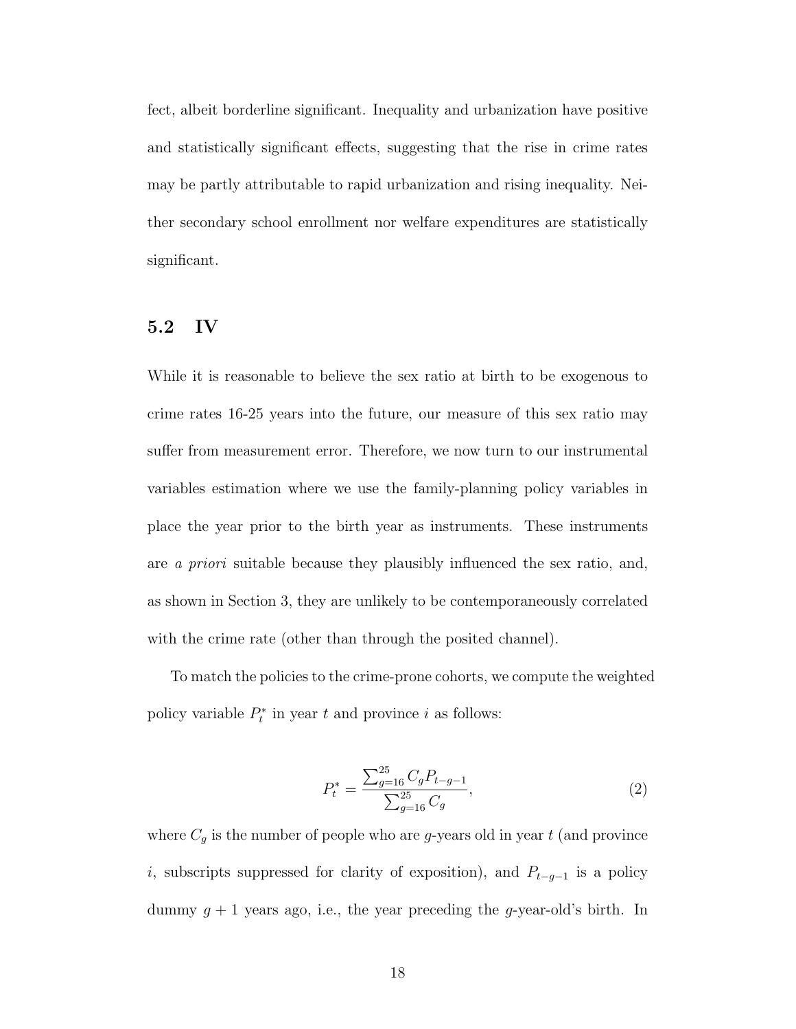fect, albeit borderline significant. Inequality and urbanization have positive and statistically significant effects, suggesting that the rise in crime rates may be partly attributable to rapid urbanization and rising inequality. Neither secondary school enrollment nor welfare expenditures are statistically significant.

## 5.2 IV

While it is reasonable to believe the sex ratio at birth to be exogenous to crime rates 16-25 years into the future, our measure of this sex ratio may suffer from measurement error. Therefore, we now turn to our instrumental variables estimation where we use the family-planning policy variables in place the year prior to the birth year as instruments. These instruments are *a priori* suitable because they plausibly influenced the sex ratio, and, as shown in Section 3, they are unlikely to be contemporaneously correlated with the crime rate (other than through the posited channel).

To match the policies to the crime-prone cohorts, we compute the weighted policy variable $P_t^*$ in year $t$ and province $i$ as follows:

$$P_t^* = \frac{\sum_{g=16}^{25} C_g P_{t-g-1}}{\sum_{g=16}^{25} C_g}, \tag{2}$$

where $C_g$ is the number of people who are $g$-years old in year $t$ (and province $i$, subscripts suppressed for clarity of exposition), and $P_{t-g-1}$ is a policy dummy $g+1$ years ago, i.e., the year preceding the $g$-year-old's birth. In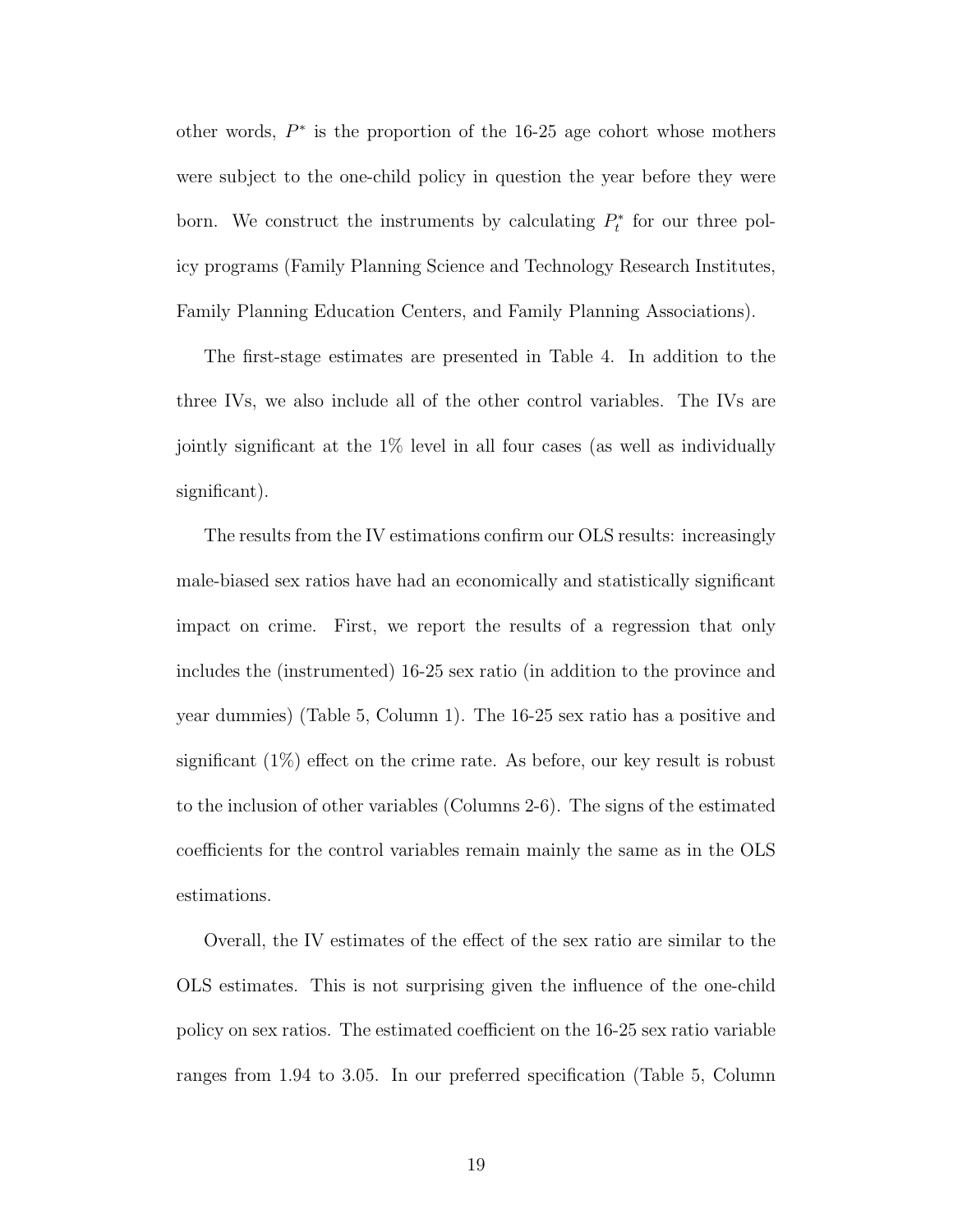other words, $P^*$ is the proportion of the 16-25 age cohort whose mothers were subject to the one-child policy in question the year before they were born. We construct the instruments by calculating $P_t^*$ for our three policy programs (Family Planning Science and Technology Research Institutes, Family Planning Education Centers, and Family Planning Associations).

The first-stage estimates are presented in Table 4. In addition to the three IVs, we also include all of the other control variables. The IVs are jointly significant at the 1% level in all four cases (as well as individually significant).

The results from the IV estimations confirm our OLS results: increasingly male-biased sex ratios have had an economically and statistically significant impact on crime. First, we report the results of a regression that only includes the (instrumented) 16-25 sex ratio (in addition to the province and year dummies) (Table 5, Column 1). The 16-25 sex ratio has a positive and significant (1%) effect on the crime rate. As before, our key result is robust to the inclusion of other variables (Columns 2-6). The signs of the estimated coefficients for the control variables remain mainly the same as in the OLS estimations.

Overall, the IV estimates of the effect of the sex ratio are similar to the OLS estimates. This is not surprising given the influence of the one-child policy on sex ratios. The estimated coefficient on the 16-25 sex ratio variable ranges from 1.94 to 3.05. In our preferred specification (Table 5, Column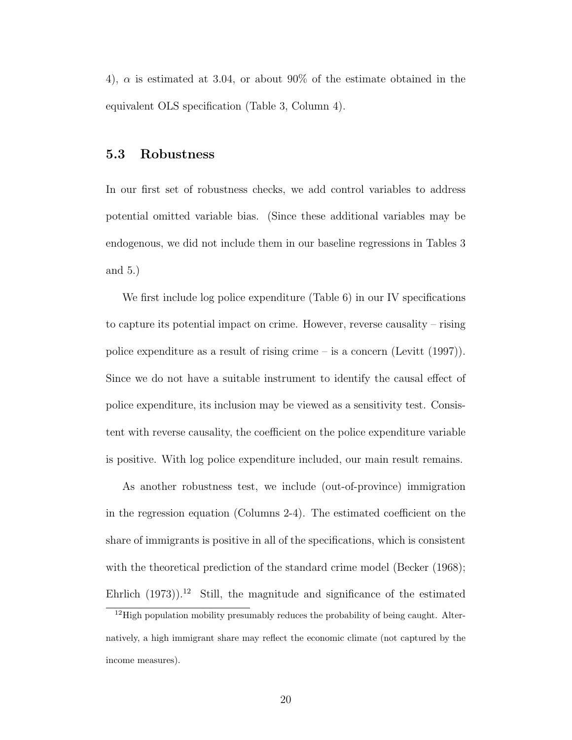4), $\alpha$ is estimated at 3.04, or about 90% of the estimate obtained in the equivalent OLS specification (Table 3, Column 4).

### 5.3 Robustness

In our first set of robustness checks, we add control variables to address potential omitted variable bias. (Since these additional variables may be endogenous, we did not include them in our baseline regressions in Tables 3 and 5.)

We first include log police expenditure (Table 6) in our IV specifications to capture its potential impact on crime. However, reverse causality – rising police expenditure as a result of rising crime – is a concern (Levitt (1997)). Since we do not have a suitable instrument to identify the causal effect of police expenditure, its inclusion may be viewed as a sensitivity test. Consistent with reverse causality, the coefficient on the police expenditure variable is positive. With log police expenditure included, our main result remains.

As another robustness test, we include (out-of-province) immigration in the regression equation (Columns 2-4). The estimated coefficient on the share of immigrants is positive in all of the specifications, which is consistent with the theoretical prediction of the standard crime model (Becker (1968); Ehrlich (1973)).[12] Still, the magnitude and significance of the estimated

[12] High population mobility presumably reduces the probability of being caught. Alternatively, a high immigrant share may reflect the economic climate (not captured by the income measures).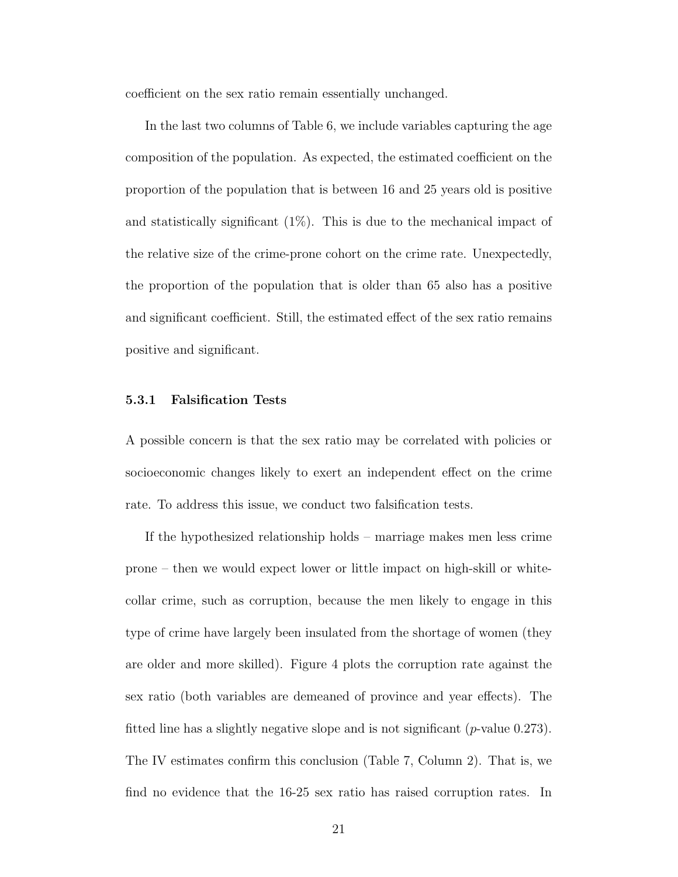coefficient on the sex ratio remain essentially unchanged.

In the last two columns of Table 6, we include variables capturing the age composition of the population. As expected, the estimated coefficient on the proportion of the population that is between 16 and 25 years old is positive and statistically significant (1%). This is due to the mechanical impact of the relative size of the crime-prone cohort on the crime rate. Unexpectedly, the proportion of the population that is older than 65 also has a positive and significant coefficient. Still, the estimated effect of the sex ratio remains positive and significant.

### 5.3.1 Falsification Tests

A possible concern is that the sex ratio may be correlated with policies or socioeconomic changes likely to exert an independent effect on the crime rate. To address this issue, we conduct two falsification tests.

If the hypothesized relationship holds – marriage makes men less crime prone – then we would expect lower or little impact on high-skill or white-collar crime, such as corruption, because the men likely to engage in this type of crime have largely been insulated from the shortage of women (they are older and more skilled). Figure 4 plots the corruption rate against the sex ratio (both variables are demeaned of province and year effects). The fitted line has a slightly negative slope and is not significant (*p*-value 0.273). The IV estimates confirm this conclusion (Table 7, Column 2). That is, we find no evidence that the 16-25 sex ratio has raised corruption rates. In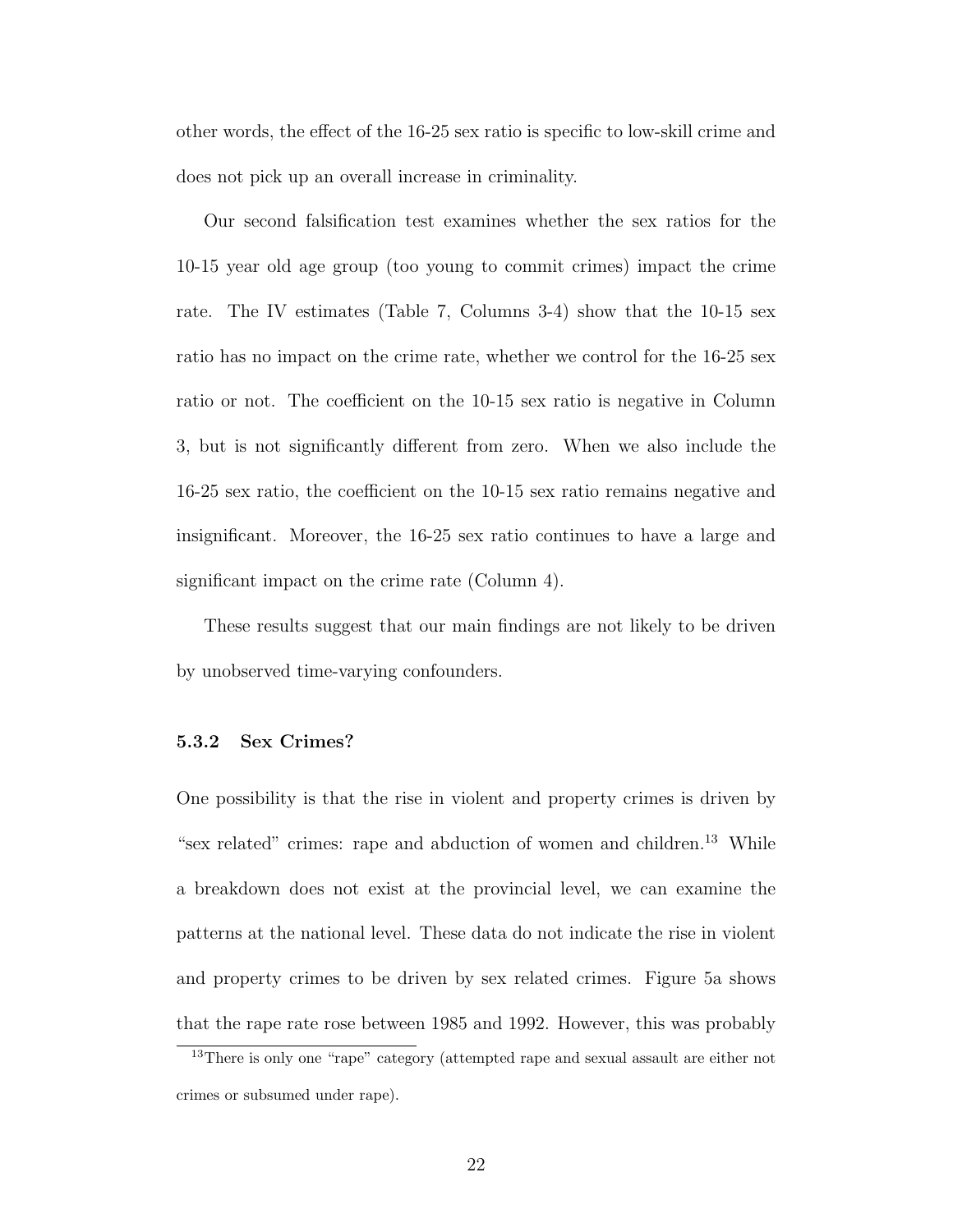other words, the effect of the 16-25 sex ratio is specific to low-skill crime and does not pick up an overall increase in criminality.

Our second falsification test examines whether the sex ratios for the 10-15 year old age group (too young to commit crimes) impact the crime rate. The IV estimates (Table 7, Columns 3-4) show that the 10-15 sex ratio has no impact on the crime rate, whether we control for the 16-25 sex ratio or not. The coefficient on the 10-15 sex ratio is negative in Column 3, but is not significantly different from zero. When we also include the 16-25 sex ratio, the coefficient on the 10-15 sex ratio remains negative and insignificant. Moreover, the 16-25 sex ratio continues to have a large and significant impact on the crime rate (Column 4).

These results suggest that our main findings are not likely to be driven by unobserved time-varying confounders.

#### 5.3.2 Sex Crimes?

One possibility is that the rise in violent and property crimes is driven by "sex related" crimes: rape and abduction of women and children.[13] While a breakdown does not exist at the provincial level, we can examine the patterns at the national level. These data do not indicate the rise in violent and property crimes to be driven by sex related crimes. Figure 5a shows that the rape rate rose between 1985 and 1992. However, this was probably

[13] There is only one "rape" category (attempted rape and sexual assault are either not crimes or subsumed under rape).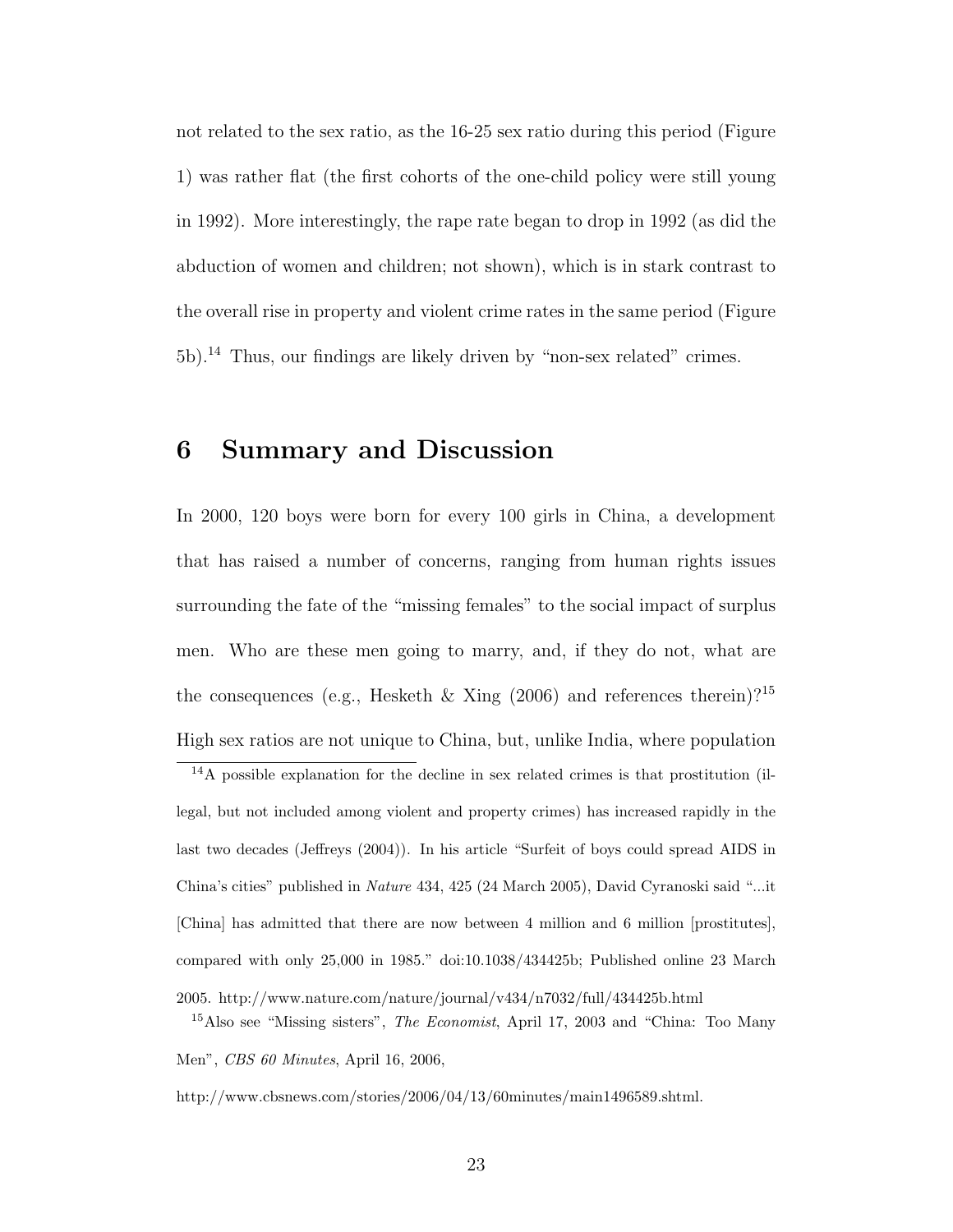not related to the sex ratio, as the 16-25 sex ratio during this period (Figure 1) was rather flat (the first cohorts of the one-child policy were still young in 1992). More interestingly, the rape rate began to drop in 1992 (as did the abduction of women and children; not shown), which is in stark contrast to the overall rise in property and violent crime rates in the same period (Figure 5b).[14] Thus, our findings are likely driven by "non-sex related" crimes.

## 6 Summary and Discussion

In 2000, 120 boys were born for every 100 girls in China, a development that has raised a number of concerns, ranging from human rights issues surrounding the fate of the "missing females" to the social impact of surplus men. Who are these men going to marry, and, if they do not, what are the consequences (e.g., Hesketh & Xing (2006) and references therein)?[15] High sex ratios are not unique to China, but, unlike India, where population

---

[14] A possible explanation for the decline in sex related crimes is that prostitution (illegal, but not included among violent and property crimes) has increased rapidly in the last two decades (Jeffreys (2004)). In his article "Surfeit of boys could spread AIDS in China's cities" published in *Nature* 434, 425 (24 March 2005), David Cyranoski said "...it [China] has admitted that there are now between 4 million and 6 million [prostitutes], compared with only 25,000 in 1985." doi:10.1038/434425b; Published online 23 March 2005. http://www.nature.com/nature/journal/v434/n7032/full/434425b.html

[15] Also see "Missing sisters", *The Economist*, April 17, 2003 and "China: Too Many Men", *CBS 60 Minutes*, April 16, 2006,

http://www.cbsnews.com/stories/2006/04/13/60minutes/main1496589.shtml.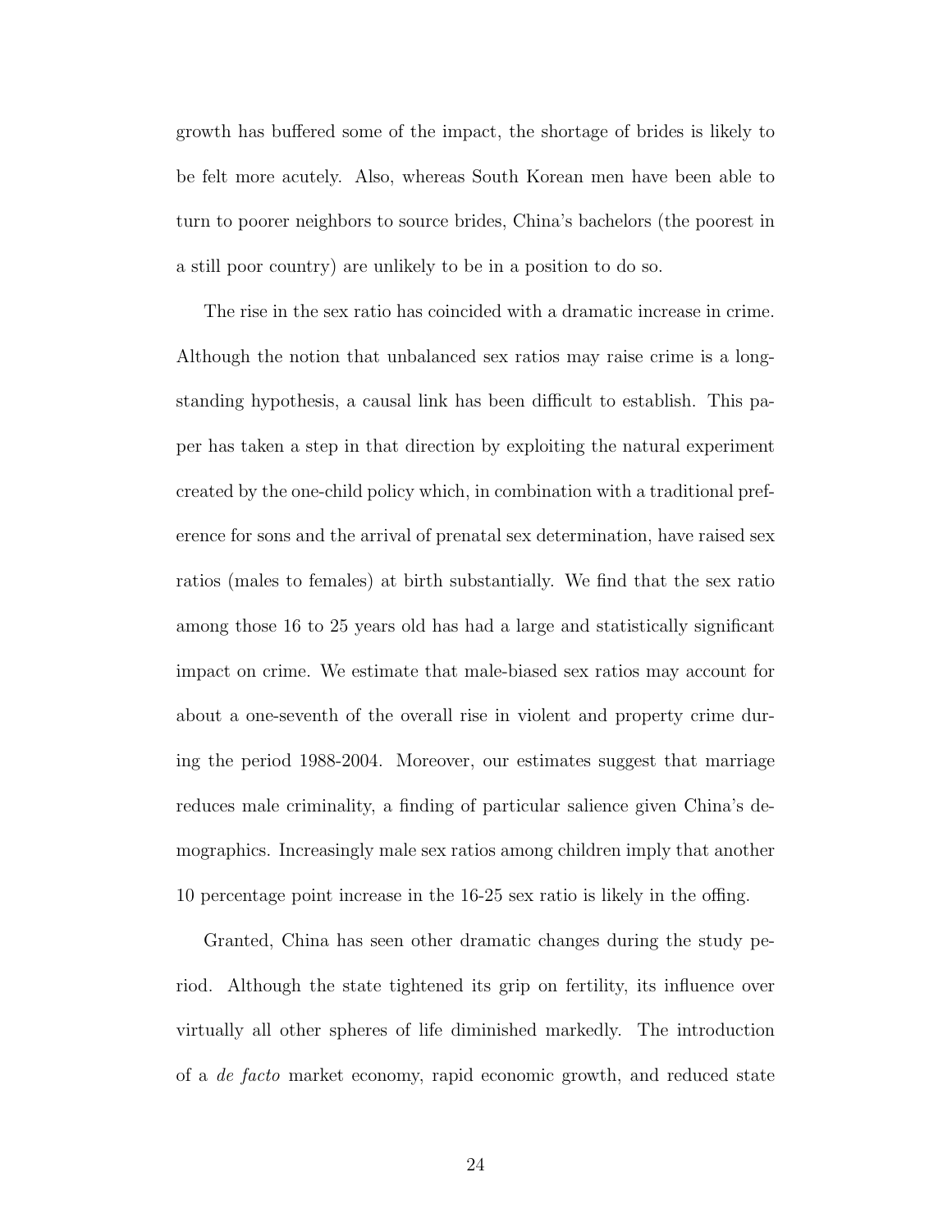growth has buffered some of the impact, the shortage of brides is likely to be felt more acutely. Also, whereas South Korean men have been able to turn to poorer neighbors to source brides, China's bachelors (the poorest in a still poor country) are unlikely to be in a position to do so.

The rise in the sex ratio has coincided with a dramatic increase in crime. Although the notion that unbalanced sex ratios may raise crime is a long-standing hypothesis, a causal link has been difficult to establish. This paper has taken a step in that direction by exploiting the natural experiment created by the one-child policy which, in combination with a traditional preference for sons and the arrival of prenatal sex determination, have raised sex ratios (males to females) at birth substantially. We find that the sex ratio among those 16 to 25 years old has had a large and statistically significant impact on crime. We estimate that male-biased sex ratios may account for about a one-seventh of the overall rise in violent and property crime during the period 1988-2004. Moreover, our estimates suggest that marriage reduces male criminality, a finding of particular salience given China's demographics. Increasingly male sex ratios among children imply that another 10 percentage point increase in the 16-25 sex ratio is likely in the offing.

Granted, China has seen other dramatic changes during the study period. Although the state tightened its grip on fertility, its influence over virtually all other spheres of life diminished markedly. The introduction of a *de facto* market economy, rapid economic growth, and reduced state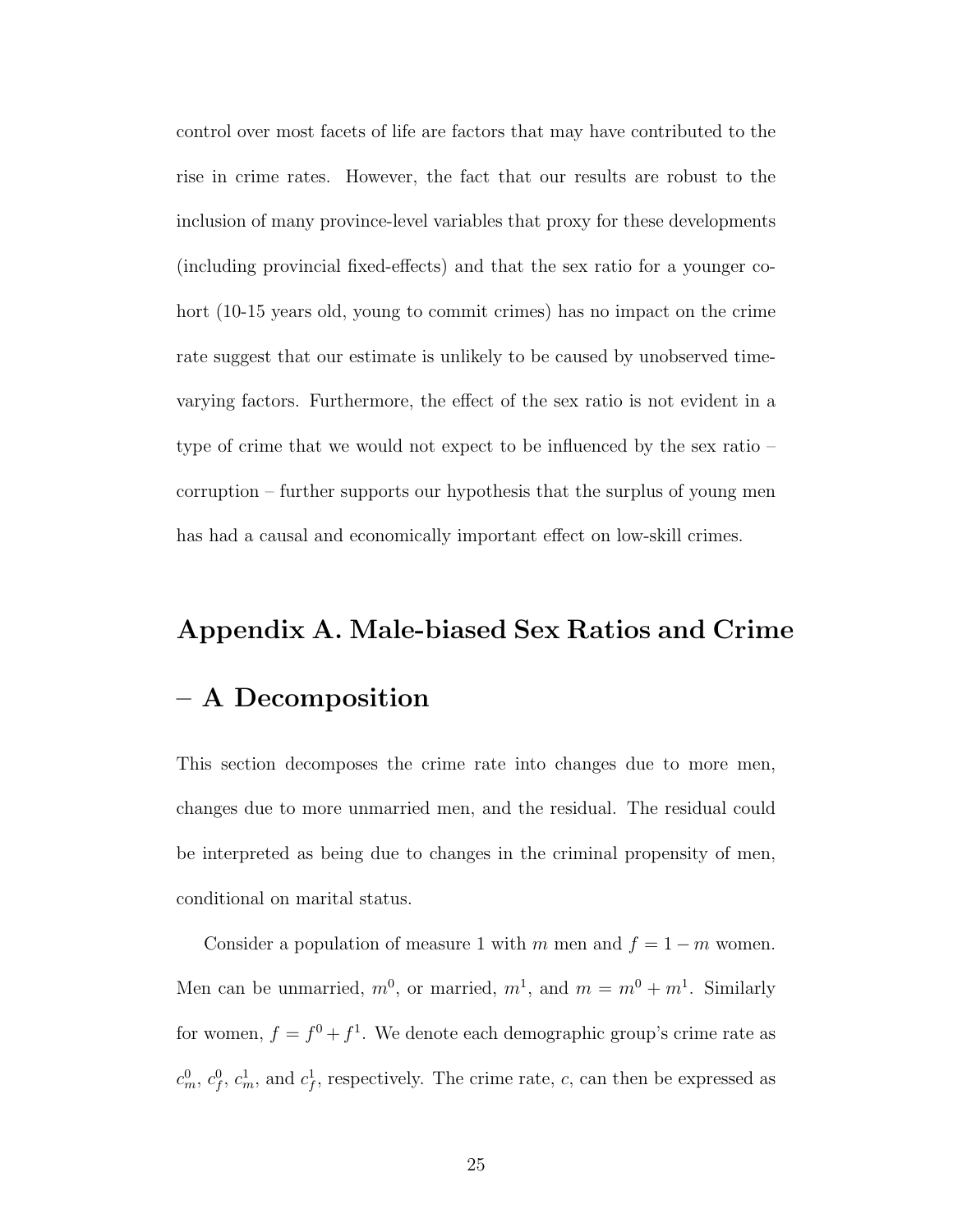control over most facets of life are factors that may have contributed to the rise in crime rates. However, the fact that our results are robust to the inclusion of many province-level variables that proxy for these developments (including provincial fixed-effects) and that the sex ratio for a younger cohort (10-15 years old, young to commit crimes) has no impact on the crime rate suggest that our estimate is unlikely to be caused by unobserved time-varying factors. Furthermore, the effect of the sex ratio is not evident in a type of crime that we would not expect to be influenced by the sex ratio – corruption – further supports our hypothesis that the surplus of young men has had a causal and economically important effect on low-skill crimes.

## Appendix A. Male-biased Sex Ratios and Crime – A Decomposition

This section decomposes the crime rate into changes due to more men, changes due to more unmarried men, and the residual. The residual could be interpreted as being due to changes in the criminal propensity of men, conditional on marital status.

Consider a population of measure 1 with $m$ men and $f = 1 - m$ women. Men can be unmarried, $m^0$, or married, $m^1$, and $m = m^0 + m^1$. Similarly for women, $f = f^0 + f^1$. We denote each demographic group's crime rate as $c_m^0$, $c_f^0$, $c_m^1$, and $c_f^1$, respectively. The crime rate, $c$, can then be expressed as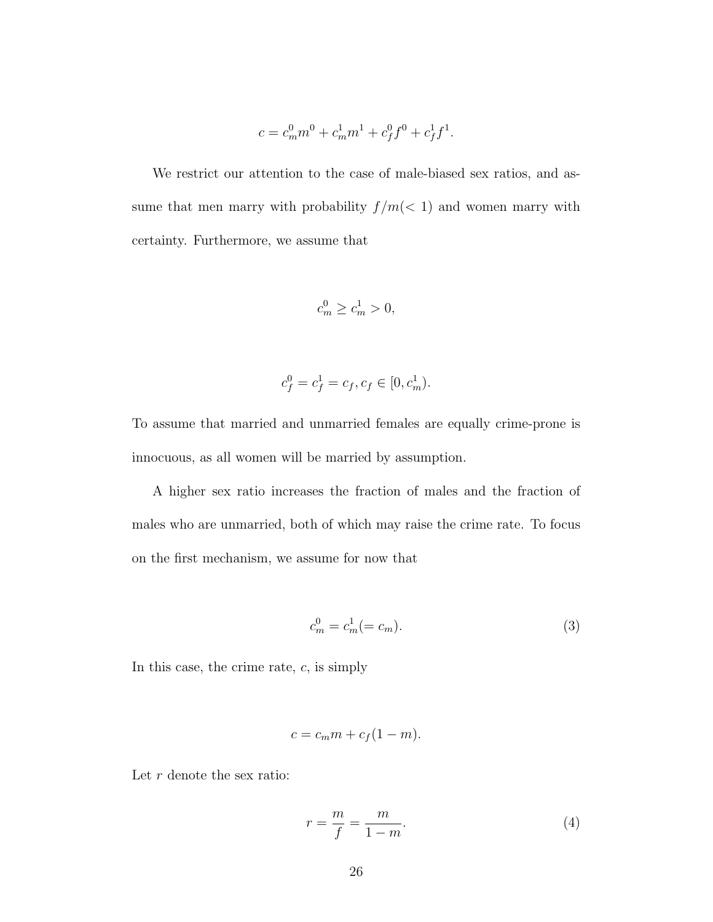$$c = c_m^0 m^0 + c_m^1 m^1 + c_f^0 f^0 + c_f^1 f^1.$$

We restrict our attention to the case of male-biased sex ratios, and assume that men marry with probability $f/m(< 1)$ and women marry with certainty. Furthermore, we assume that

$$c_m^0 \geq c_m^1 > 0,$$

$$c_f^0 = c_f^1 = c_f, c_f \in [0, c_m^1).$$

To assume that married and unmarried females are equally crime-prone is innocuous, as all women will be married by assumption.

A higher sex ratio increases the fraction of males and the fraction of males who are unmarried, both of which may raise the crime rate. To focus on the first mechanism, we assume for now that

$$c_m^0 = c_m^1 (= c_m). \tag{3}$$

In this case, the crime rate, $c$, is simply

$$c = c_m m + c_f (1 - m).$$

Let $r$ denote the sex ratio:

$$r = \frac{m}{f} = \frac{m}{1 - m}. \tag{4}$$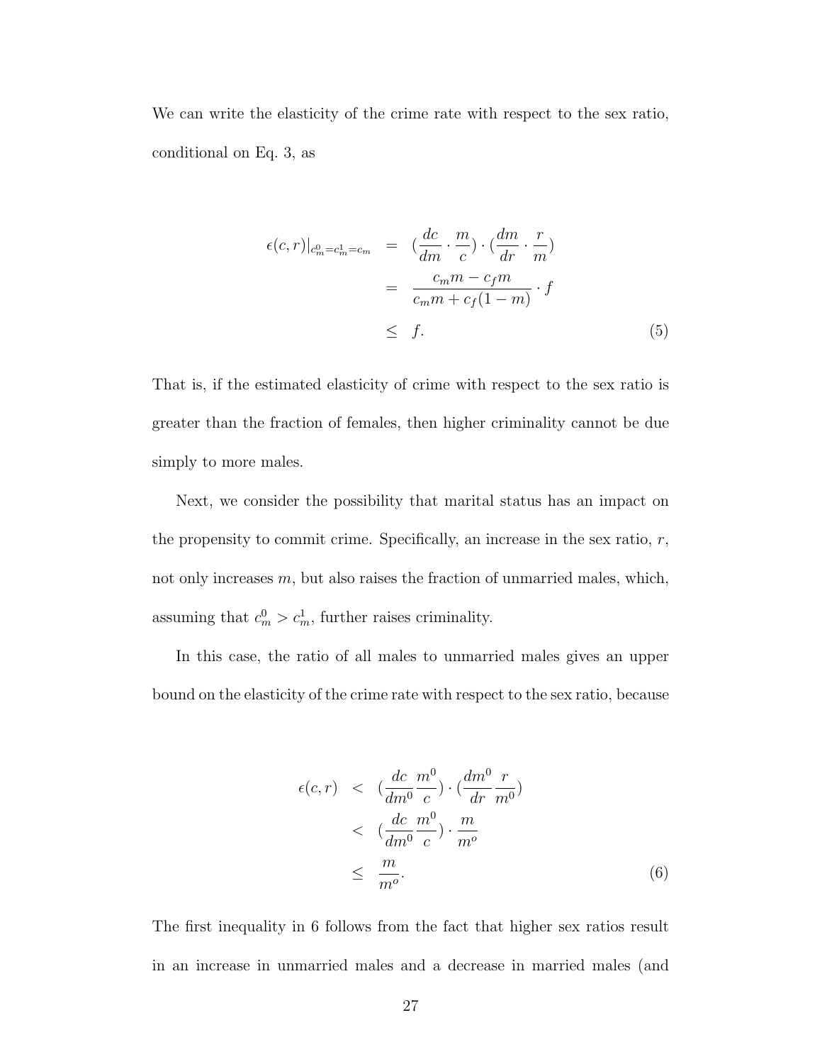We can write the elasticity of the crime rate with respect to the sex ratio, conditional on Eq. 3, as

$$
\begin{aligned}
\epsilon(c,r)|_{c_m^0=c_m^1=c_m} &= (\frac{dc}{dm}\cdot\frac{m}{c})\cdot(\frac{dm}{dr}\cdot\frac{r}{m}) \\
&= \frac{c_m m - c_f m}{c_m m + c_f(1-m)}\cdot f \\
&\leq f. \qquad (5)
\end{aligned}
$$

That is, if the estimated elasticity of crime with respect to the sex ratio is greater than the fraction of females, then higher criminality cannot be due simply to more males.

Next, we consider the possibility that marital status has an impact on the propensity to commit crime. Specifically, an increase in the sex ratio, $r$, not only increases $m$, but also raises the fraction of unmarried males, which, assuming that $c_m^0 > c_m^1$, further raises criminality.

In this case, the ratio of all males to unmarried males gives an upper bound on the elasticity of the crime rate with respect to the sex ratio, because

$$
\begin{aligned}
\epsilon(c,r) &< (\frac{dc}{dm^0}\frac{m^0}{c})\cdot(\frac{dm^0}{dr}\frac{r}{m^0}) \\
&< (\frac{dc}{dm^0}\frac{m^0}{c})\cdot\frac{m}{m^o} \\
&\leq \frac{m}{m^o}. \qquad (6)
\end{aligned}
$$

The first inequality in 6 follows from the fact that higher sex ratios result in an increase in unmarried males and a decrease in married males (and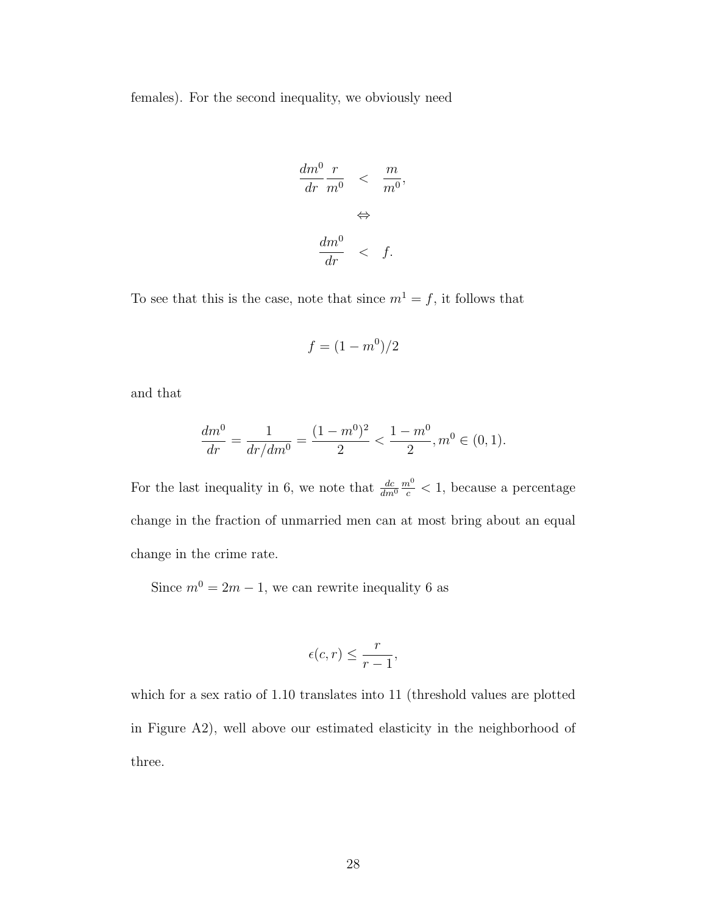females). For the second inequality, we obviously need

$$
\begin{aligned}
\frac{dm^0}{dr}\frac{r}{m^0} &< \frac{m}{m^0}, \\
&\Leftrightarrow \\
\frac{dm^0}{dr} &< f.
\end{aligned}
$$

To see that this is the case, note that since $m^1 = f$, it follows that

$$f = (1 - m^0)/2$$

and that

$$\frac{dm^0}{dr} = \frac{1}{dr/dm^0} = \frac{(1-m^0)^2}{2} < \frac{1-m^0}{2}, m^0 \in (0,1).$$

For the last inequality in 6, we note that $\frac{dc}{dm^0}\frac{m^0}{c} < 1$, because a percentage change in the fraction of unmarried men can at most bring about an equal change in the crime rate.

Since $m^0 = 2m - 1$, we can rewrite inequality 6 as

$$\epsilon(c, r) \leq \frac{r}{r-1},$$

which for a sex ratio of 1.10 translates into 11 (threshold values are plotted in Figure A2), well above our estimated elasticity in the neighborhood of three.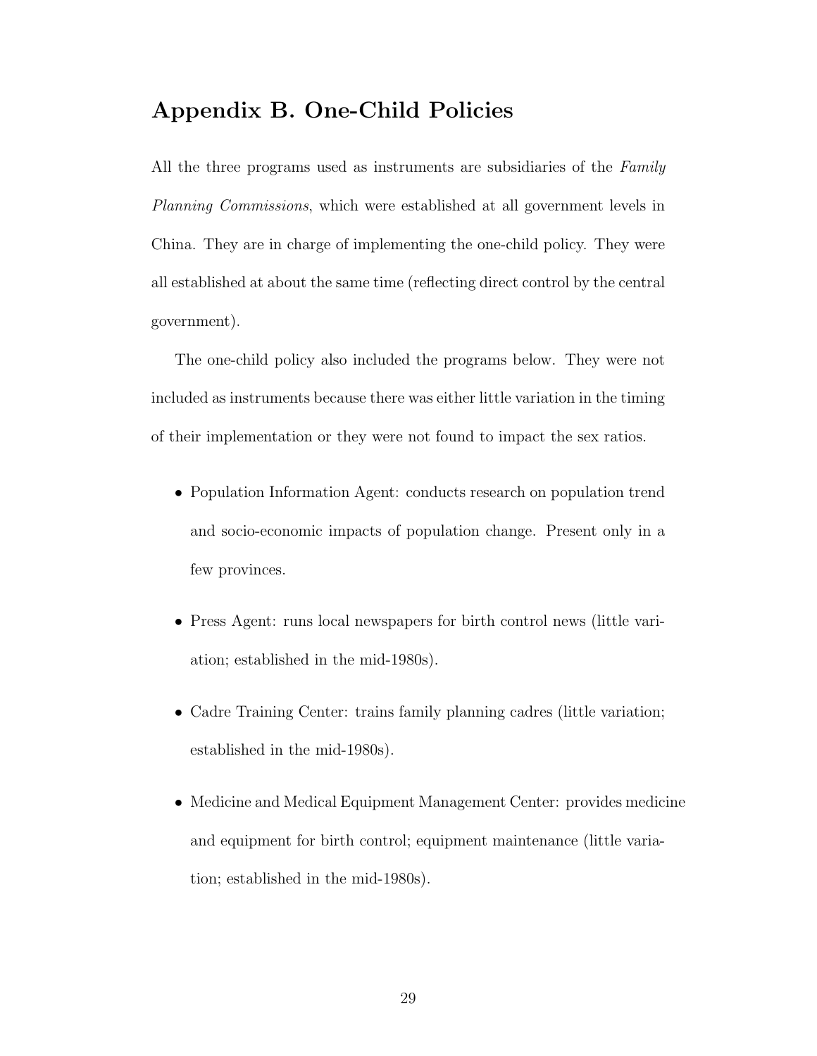## Appendix B. One-Child Policies

All the three programs used as instruments are subsidiaries of the *Family Planning Commissions*, which were established at all government levels in China. They are in charge of implementing the one-child policy. They were all established at about the same time (reflecting direct control by the central government).

The one-child policy also included the programs below. They were not included as instruments because there was either little variation in the timing of their implementation or they were not found to impact the sex ratios.

- Population Information Agent: conducts research on population trend and socio-economic impacts of population change. Present only in a few provinces.
- Press Agent: runs local newspapers for birth control news (little variation; established in the mid-1980s).
- Cadre Training Center: trains family planning cadres (little variation; established in the mid-1980s).
- Medicine and Medical Equipment Management Center: provides medicine and equipment for birth control; equipment maintenance (little variation; established in the mid-1980s).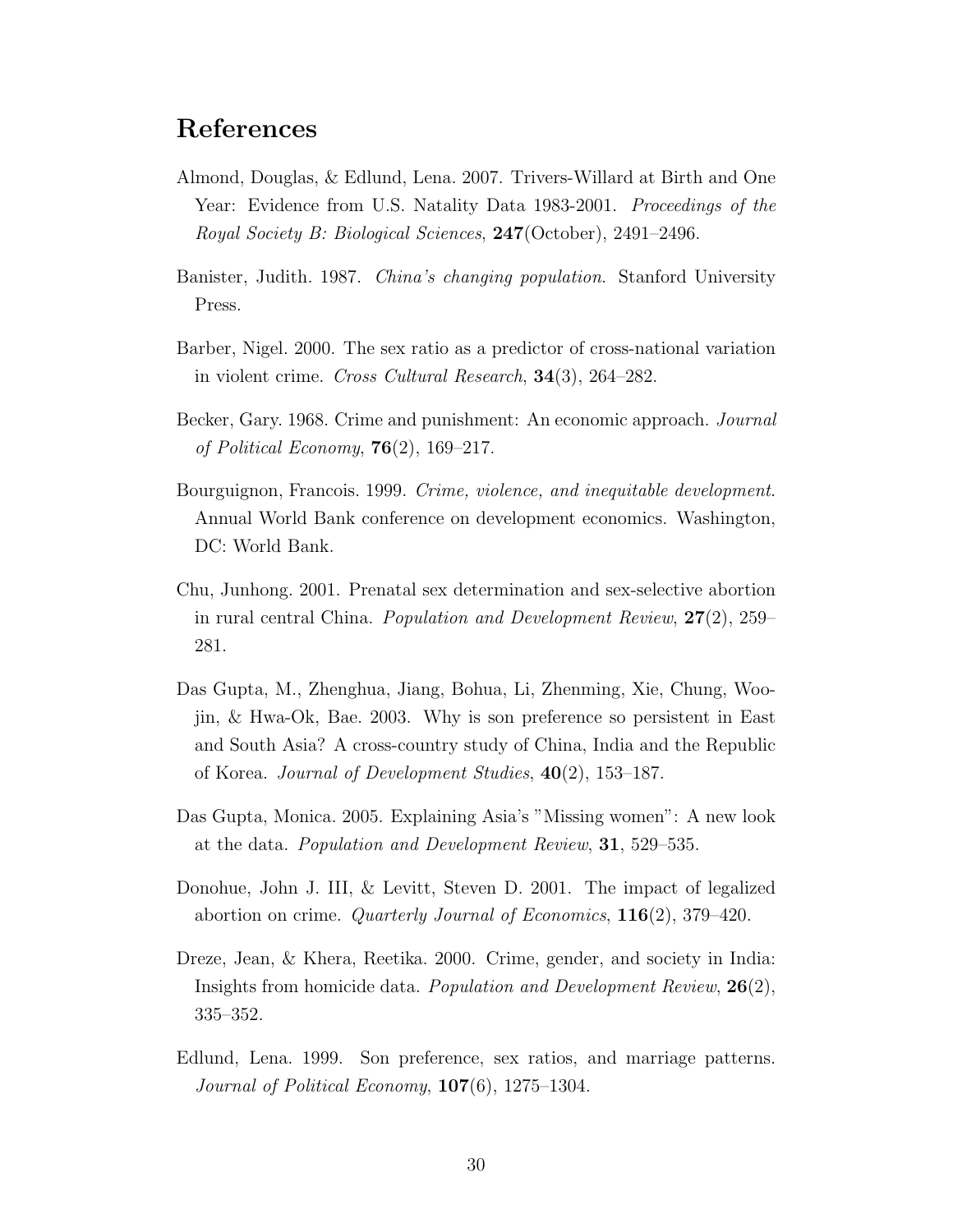# References

Almond, Douglas, & Edlund, Lena. 2007. Trivers-Willard at Birth and One Year: Evidence from U.S. Natality Data 1983-2001. *Proceedings of the Royal Society B: Biological Sciences*, **247**(October), 2491–2496.

Banister, Judith. 1987. *China's changing population*. Stanford University Press.

Barber, Nigel. 2000. The sex ratio as a predictor of cross-national variation in violent crime. *Cross Cultural Research*, **34**(3), 264–282.

Becker, Gary. 1968. Crime and punishment: An economic approach. *Journal of Political Economy*, **76**(2), 169–217.

Bourguignon, Francois. 1999. *Crime, violence, and inequitable development*. Annual World Bank conference on development economics. Washington, DC: World Bank.

Chu, Junhong. 2001. Prenatal sex determination and sex-selective abortion in rural central China. *Population and Development Review*, **27**(2), 259–281.

Das Gupta, M., Zhenghua, Jiang, Bohua, Li, Zhenming, Xie, Chung, Woojin, & Hwa-Ok, Bae. 2003. Why is son preference so persistent in East and South Asia? A cross-country study of China, India and the Republic of Korea. *Journal of Development Studies*, **40**(2), 153–187.

Das Gupta, Monica. 2005. Explaining Asia's "Missing women": A new look at the data. *Population and Development Review*, **31**, 529–535.

Donohue, John J. III, & Levitt, Steven D. 2001. The impact of legalized abortion on crime. *Quarterly Journal of Economics*, **116**(2), 379–420.

Dreze, Jean, & Khera, Reetika. 2000. Crime, gender, and society in India: Insights from homicide data. *Population and Development Review*, **26**(2), 335–352.

Edlund, Lena. 1999. Son preference, sex ratios, and marriage patterns. *Journal of Political Economy*, **107**(6), 1275–1304.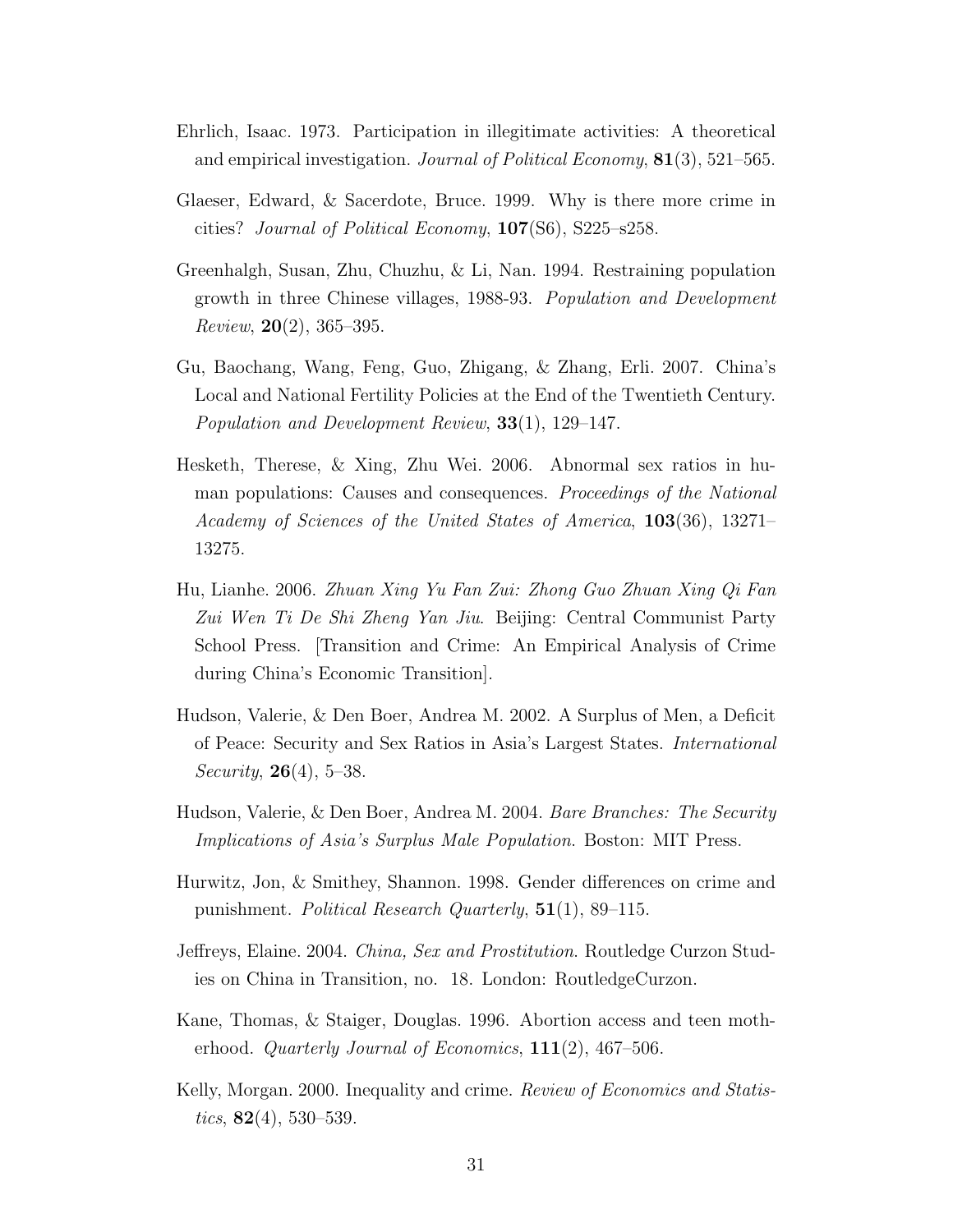Ehrlich, Isaac. 1973. Participation in illegitimate activities: A theoretical and empirical investigation. *Journal of Political Economy*, **81**(3), 521–565.

Glaeser, Edward, & Sacerdote, Bruce. 1999. Why is there more crime in cities? *Journal of Political Economy*, **107**(S6), S225–s258.

Greenhalgh, Susan, Zhu, Chuzhu, & Li, Nan. 1994. Restraining population growth in three Chinese villages, 1988-93. *Population and Development Review*, **20**(2), 365–395.

Gu, Baochang, Wang, Feng, Guo, Zhigang, & Zhang, Erli. 2007. China's Local and National Fertility Policies at the End of the Twentieth Century. *Population and Development Review*, **33**(1), 129–147.

Hesketh, Therese, & Xing, Zhu Wei. 2006. Abnormal sex ratios in human populations: Causes and consequences. *Proceedings of the National Academy of Sciences of the United States of America*, **103**(36), 13271–13275.

Hu, Lianhe. 2006. *Zhuan Xing Yu Fan Zui: Zhong Guo Zhuan Xing Qi Fan Zui Wen Ti De Shi Zheng Yan Jiu*. Beijing: Central Communist Party School Press. [Transition and Crime: An Empirical Analysis of Crime during China's Economic Transition].

Hudson, Valerie, & Den Boer, Andrea M. 2002. A Surplus of Men, a Deficit of Peace: Security and Sex Ratios in Asia's Largest States. *International Security*, **26**(4), 5–38.

Hudson, Valerie, & Den Boer, Andrea M. 2004. *Bare Branches: The Security Implications of Asia's Surplus Male Population*. Boston: MIT Press.

Hurwitz, Jon, & Smithey, Shannon. 1998. Gender differences on crime and punishment. *Political Research Quarterly*, **51**(1), 89–115.

Jeffreys, Elaine. 2004. *China, Sex and Prostitution*. Routledge Curzon Studies on China in Transition, no. 18. London: RoutledgeCurzon.

Kane, Thomas, & Staiger, Douglas. 1996. Abortion access and teen motherhood. *Quarterly Journal of Economics*, **111**(2), 467–506.

Kelly, Morgan. 2000. Inequality and crime. *Review of Economics and Statistics*, **82**(4), 530–539.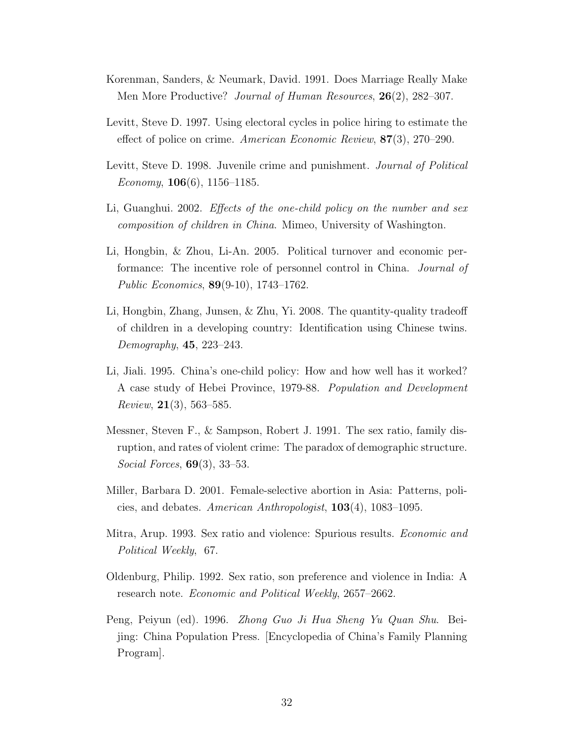Korenman, Sanders, & Neumark, David. 1991. Does Marriage Really Make Men More Productive? *Journal of Human Resources*, **26**(2), 282–307.

Levitt, Steve D. 1997. Using electoral cycles in police hiring to estimate the effect of police on crime. *American Economic Review*, **87**(3), 270–290.

Levitt, Steve D. 1998. Juvenile crime and punishment. *Journal of Political Economy*, **106**(6), 1156–1185.

Li, Guanghui. 2002. *Effects of the one-child policy on the number and sex composition of children in China*. Mimeo, University of Washington.

Li, Hongbin, & Zhou, Li-An. 2005. Political turnover and economic performance: The incentive role of personnel control in China. *Journal of Public Economics*, **89**(9-10), 1743–1762.

Li, Hongbin, Zhang, Junsen, & Zhu, Yi. 2008. The quantity-quality tradeoff of children in a developing country: Identification using Chinese twins. *Demography*, **45**, 223–243.

Li, Jiali. 1995. China's one-child policy: How and how well has it worked? A case study of Hebei Province, 1979-88. *Population and Development Review*, **21**(3), 563–585.

Messner, Steven F., & Sampson, Robert J. 1991. The sex ratio, family disruption, and rates of violent crime: The paradox of demographic structure. *Social Forces*, **69**(3), 33–53.

Miller, Barbara D. 2001. Female-selective abortion in Asia: Patterns, policies, and debates. *American Anthropologist*, **103**(4), 1083–1095.

Mitra, Arup. 1993. Sex ratio and violence: Spurious results. *Economic and Political Weekly*, 67.

Oldenburg, Philip. 1992. Sex ratio, son preference and violence in India: A research note. *Economic and Political Weekly*, 2657–2662.

Peng, Peiyun (ed). 1996. *Zhong Guo Ji Hua Sheng Yu Quan Shu*. Beijing: China Population Press. [Encyclopedia of China's Family Planning Program].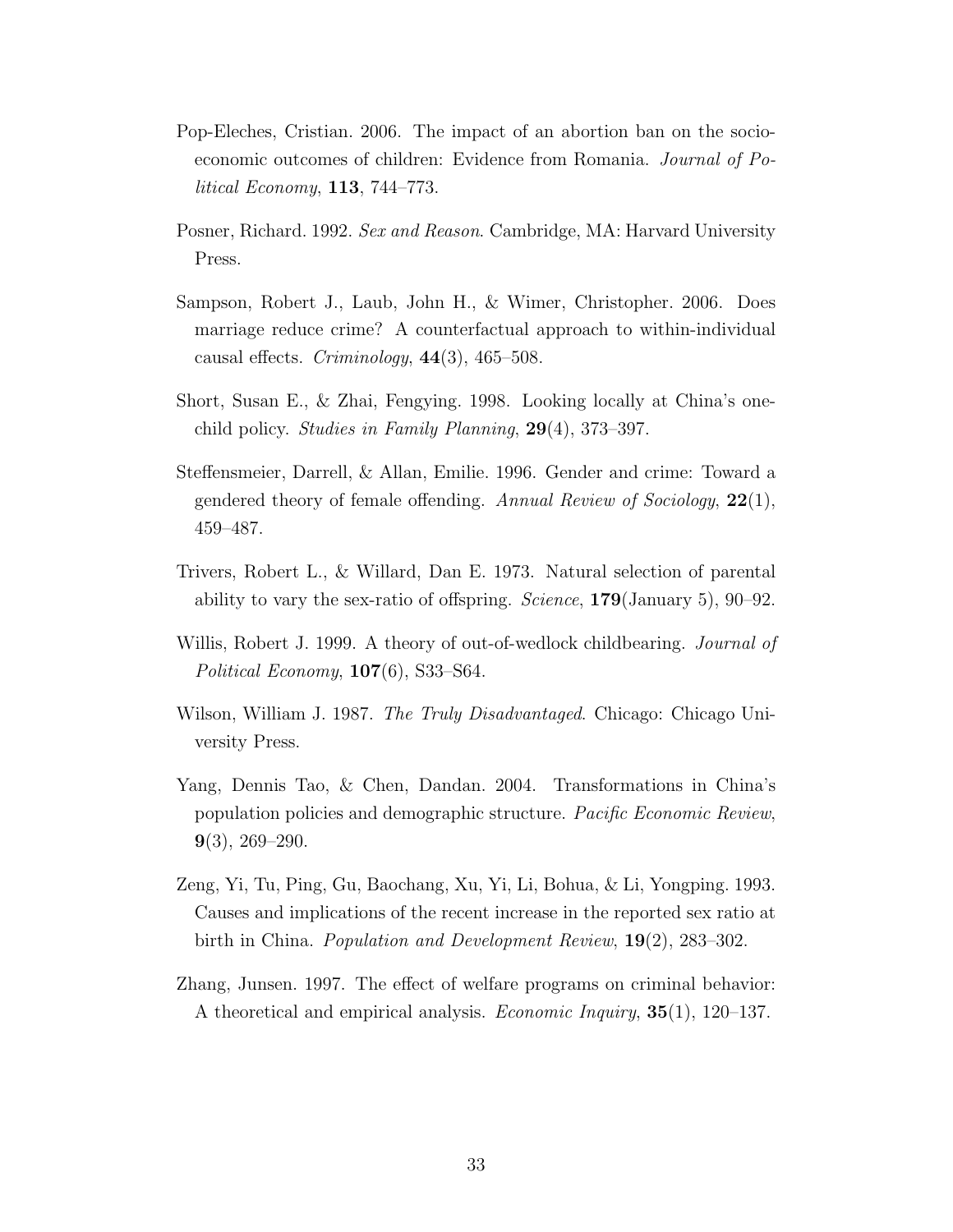Pop-Eleches, Cristian. 2006. The impact of an abortion ban on the socio-economic outcomes of children: Evidence from Romania. *Journal of Political Economy*, **113**, 744–773.

Posner, Richard. 1992. *Sex and Reason*. Cambridge, MA: Harvard University Press.

Sampson, Robert J., Laub, John H., & Wimer, Christopher. 2006. Does marriage reduce crime? A counterfactual approach to within-individual causal effects. *Criminology*, **44**(3), 465–508.

Short, Susan E., & Zhai, Fengying. 1998. Looking locally at China's one-child policy. *Studies in Family Planning*, **29**(4), 373–397.

Steffensmeier, Darrell, & Allan, Emilie. 1996. Gender and crime: Toward a gendered theory of female offending. *Annual Review of Sociology*, **22**(1), 459–487.

Trivers, Robert L., & Willard, Dan E. 1973. Natural selection of parental ability to vary the sex-ratio of offspring. *Science*, **179**(January 5), 90–92.

Willis, Robert J. 1999. A theory of out-of-wedlock childbearing. *Journal of Political Economy*, **107**(6), S33–S64.

Wilson, William J. 1987. *The Truly Disadvantaged*. Chicago: Chicago University Press.

Yang, Dennis Tao, & Chen, Dandan. 2004. Transformations in China's population policies and demographic structure. *Pacific Economic Review*, **9**(3), 269–290.

Zeng, Yi, Tu, Ping, Gu, Baochang, Xu, Yi, Li, Bohua, & Li, Yongping. 1993. Causes and implications of the recent increase in the reported sex ratio at birth in China. *Population and Development Review*, **19**(2), 283–302.

Zhang, Junsen. 1997. The effect of welfare programs on criminal behavior: A theoretical and empirical analysis. *Economic Inquiry*, **35**(1), 120–137.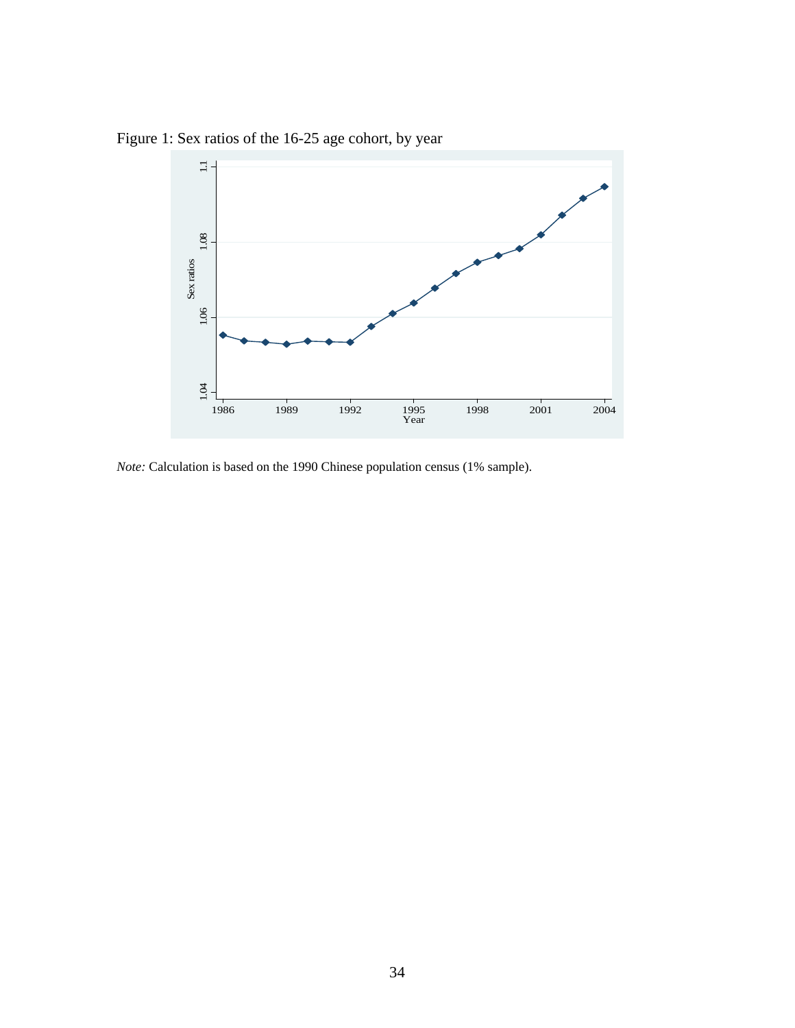Figure 1: Sex ratios of the 16-25 age cohort, by year

*Note:* Calculation is based on the 1990 Chinese population census (1% sample).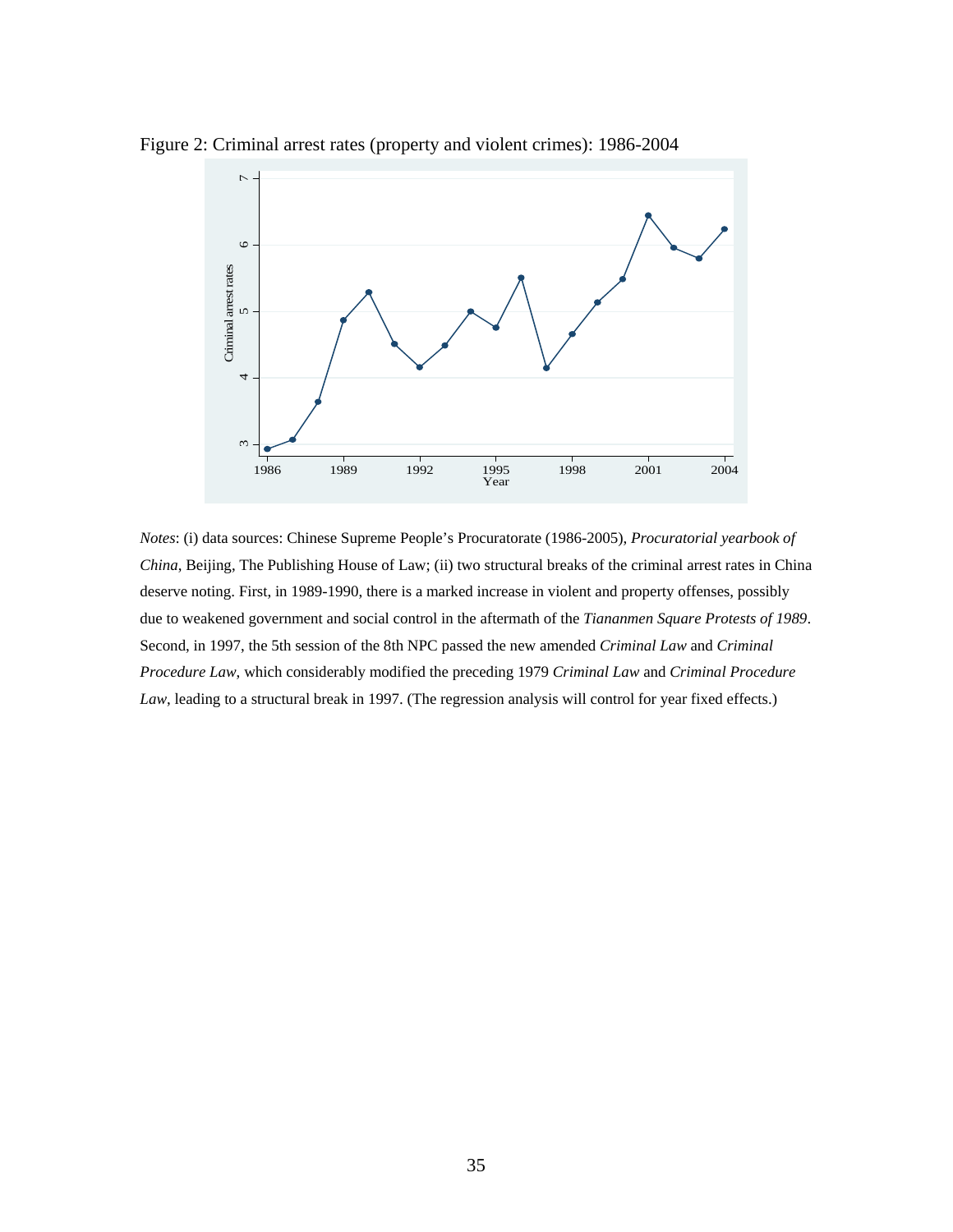Figure 2: Criminal arrest rates (property and violent crimes): 1986-2004

*Notes*: (i) data sources: Chinese Supreme People's Procuratorate (1986-2005), *Procuratorial yearbook of China*, Beijing, The Publishing House of Law; (ii) two structural breaks of the criminal arrest rates in China deserve noting. First, in 1989-1990, there is a marked increase in violent and property offenses, possibly due to weakened government and social control in the aftermath of the *Tiananmen Square Protests of 1989*. Second, in 1997, the 5th session of the 8th NPC passed the new amended *Criminal Law* and *Criminal Procedure Law*, which considerably modified the preceding 1979 *Criminal Law* and *Criminal Procedure Law*, leading to a structural break in 1997. (The regression analysis will control for year fixed effects.)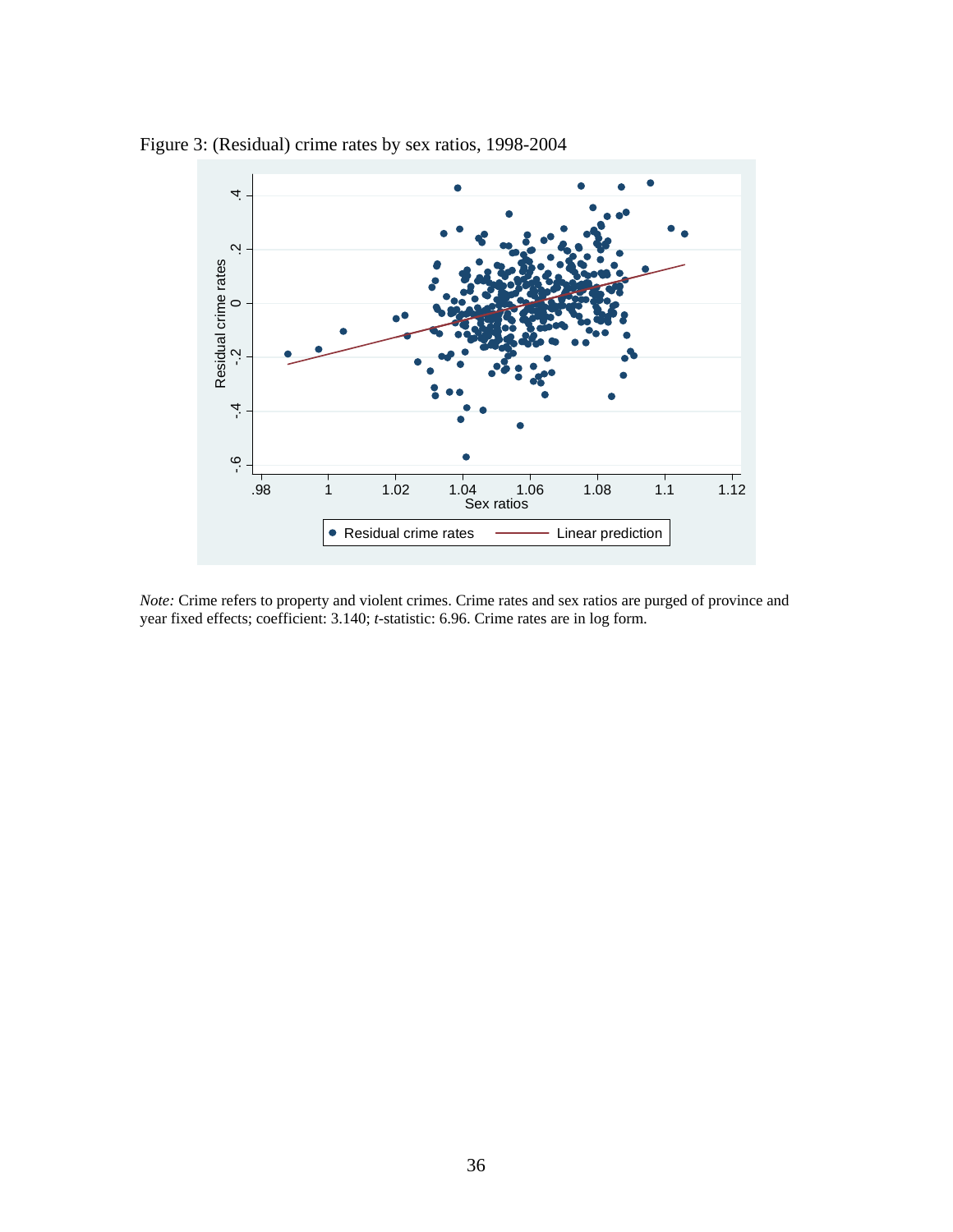Figure 3: (Residual) crime rates by sex ratios, 1998-2004

*Note:* Crime refers to property and violent crimes. Crime rates and sex ratios are purged of province and year fixed effects; coefficient: 3.140; *t*-statistic: 6.96. Crime rates are in log form.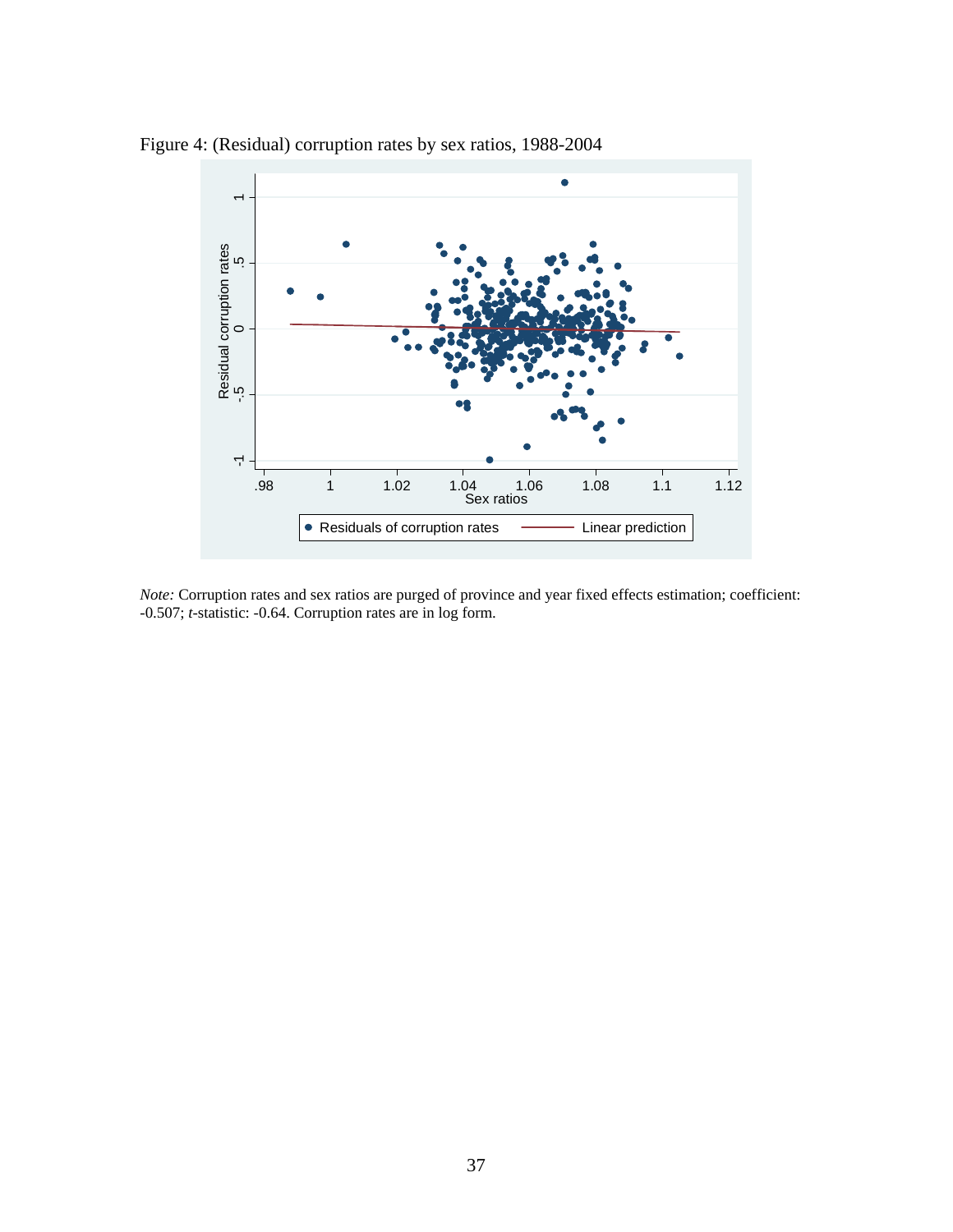Figure 4: (Residual) corruption rates by sex ratios, 1988-2004

*Note:* Corruption rates and sex ratios are purged of province and year fixed effects estimation; coefficient: -0.507; *t*-statistic: -0.64. Corruption rates are in log form.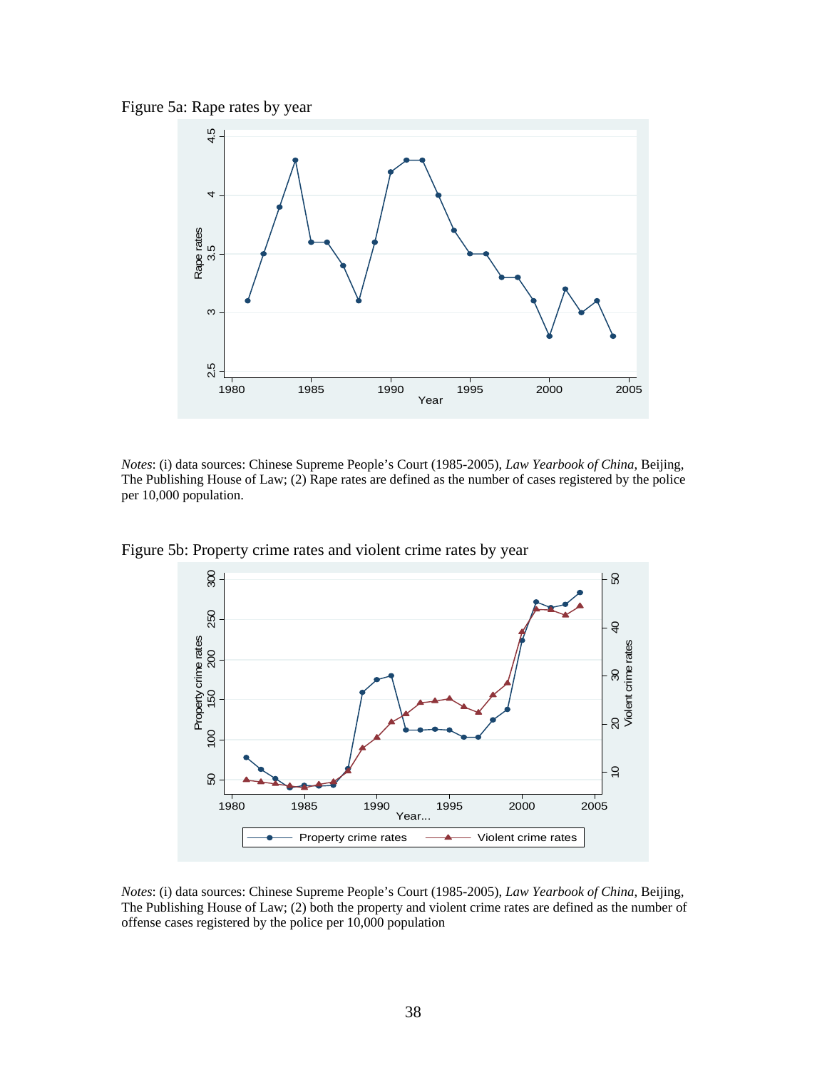Figure 5a: Rape rates by year

*Notes*: (i) data sources: Chinese Supreme People's Court (1985-2005), *Law Yearbook of China*, Beijing, The Publishing House of Law; (2) Rape rates are defined as the number of cases registered by the police per 10,000 population.

Figure 5b: Property crime rates and violent crime rates by year

*Notes*: (i) data sources: Chinese Supreme People's Court (1985-2005), *Law Yearbook of China*, Beijing, The Publishing House of Law; (2) both the property and violent crime rates are defined as the number of offense cases registered by the police per 10,000 population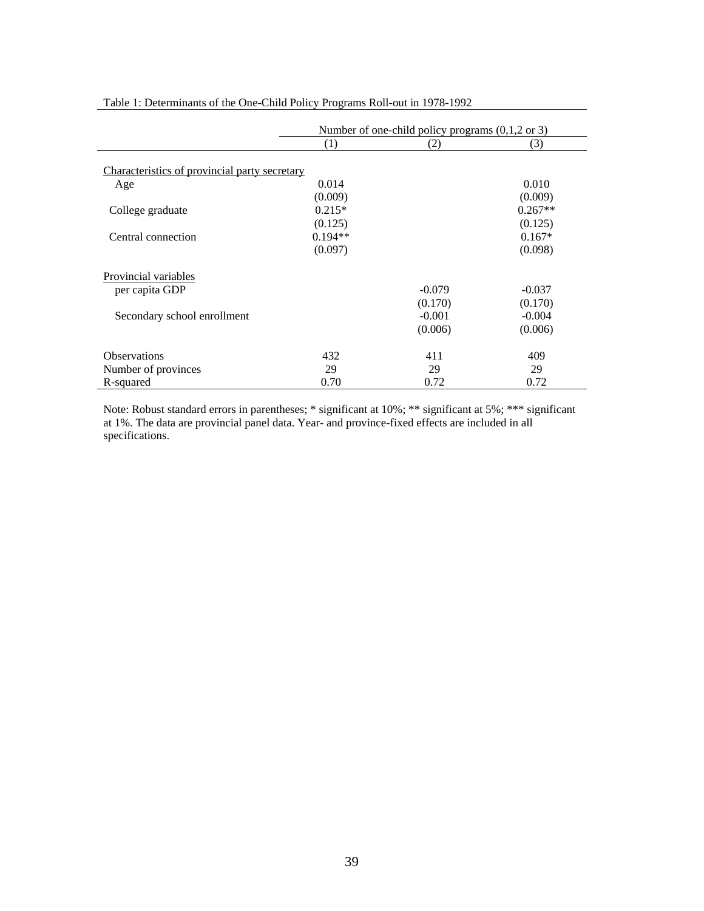Table 1: Determinants of the One-Child Policy Programs Roll-out in 1978-1992

| | Number of one-child policy programs (0,1,2 or 3) | | |
|---|---|---|---|
| | (1) | (2) | (3) |
| Characteristics of provincial party secretary | | | |
| Age | 0.014 | | 0.010 |
| | (0.009) | | (0.009) |
| College graduate | 0.215* | | 0.267** |
| | (0.125) | | (0.125) |
| Central connection | 0.194** | | 0.167* |
| | (0.097) | | (0.098) |
| Provincial variables | | | |
| per capita GDP | | -0.079 | -0.037 |
| | | (0.170) | (0.170) |
| Secondary school enrollment | | -0.001 | -0.004 |
| | | (0.006) | (0.006) |
| Observations | 432 | 411 | 409 |
| Number of provinces | 29 | 29 | 29 |
| R-squared | 0.70 | 0.72 | 0.72 |

Note: Robust standard errors in parentheses; * significant at 10%; ** significant at 5%; *** significant at 1%. The data are provincial panel data. Year- and province-fixed effects are included in all specifications.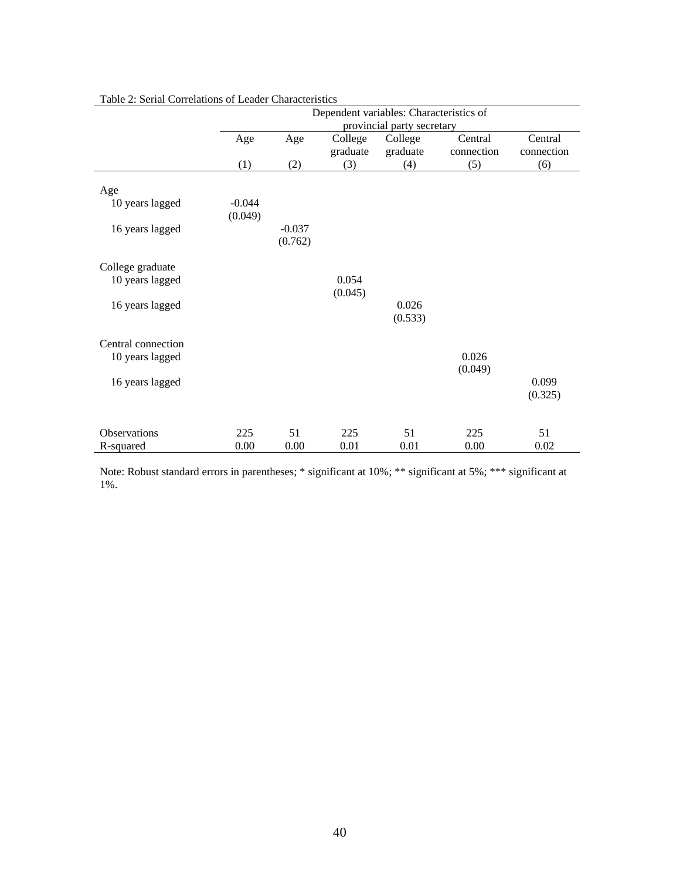Table 2: Serial Correlations of Leader Characteristics

| | Dependent variables: Characteristics of provincial party secretary | | | | | |
|---|---|---|---|---|---|---|
| | Age | Age | College graduate | College graduate | Central connection | Central connection |
| | (1) | (2) | (3) | (4) | (5) | (6) |
| Age | | | | | | |
| 10 years lagged | -0.044 | | | | | |
| | (0.049) | | | | | |
| 16 years lagged | | -0.037 | | | | |
| | | (0.762) | | | | |
| College graduate | | | | | | |
| 10 years lagged | | | 0.054 | | | |
| | | | (0.045) | | | |
| 16 years lagged | | | | 0.026 | | |
| | | | | (0.533) | | |
| Central connection | | | | | | |
| 10 years lagged | | | | | 0.026 | |
| | | | | | (0.049) | |
| 16 years lagged | | | | | | 0.099 |
| | | | | | | (0.325) |
| Observations | 225 | 51 | 225 | 51 | 225 | 51 |
| R-squared | 0.00 | 0.00 | 0.01 | 0.01 | 0.00 | 0.02 |

Note: Robust standard errors in parentheses; * significant at 10%; ** significant at 5%; *** significant at 1%.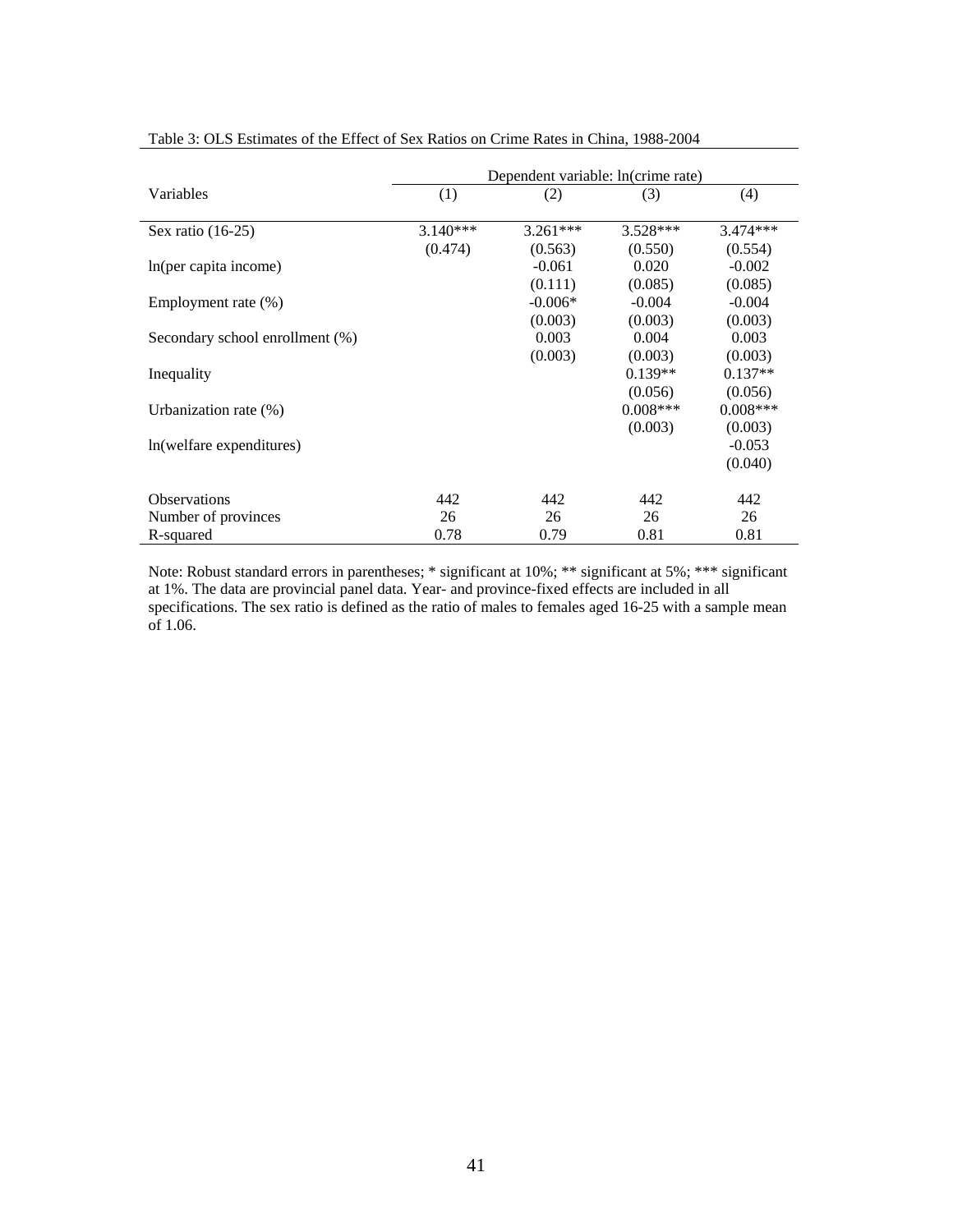Table 3: OLS Estimates of the Effect of Sex Ratios on Crime Rates in China, 1988-2004

| Variables | Dependent variable: ln(crime rate) | | | |
|---|---|---|---|---|
| | (1) | (2) | (3) | (4) |
| Sex ratio (16-25) | 3.140*** | 3.261*** | 3.528*** | 3.474*** |
| | (0.474) | (0.563) | (0.550) | (0.554) |
| ln(per capita income) | | -0.061 | 0.020 | -0.002 |
| | | (0.111) | (0.085) | (0.085) |
| Employment rate (%) | | -0.006* | -0.004 | -0.004 |
| | | (0.003) | (0.003) | (0.003) |
| Secondary school enrollment (%) | | 0.003 | 0.004 | 0.003 |
| | | (0.003) | (0.003) | (0.003) |
| Inequality | | | 0.139** | 0.137** |
| | | | (0.056) | (0.056) |
| Urbanization rate (%) | | | 0.008*** | 0.008*** |
| | | | (0.003) | (0.003) |
| ln(welfare expenditures) | | | | -0.053 |
| | | | | (0.040) |
| Observations | 442 | 442 | 442 | 442 |
| Number of provinces | 26 | 26 | 26 | 26 |
| R-squared | 0.78 | 0.79 | 0.81 | 0.81 |

Note: Robust standard errors in parentheses; * significant at 10%; ** significant at 5%; *** significant at 1%. The data are provincial panel data. Year- and province-fixed effects are included in all specifications. The sex ratio is defined as the ratio of males to females aged 16-25 with a sample mean of 1.06.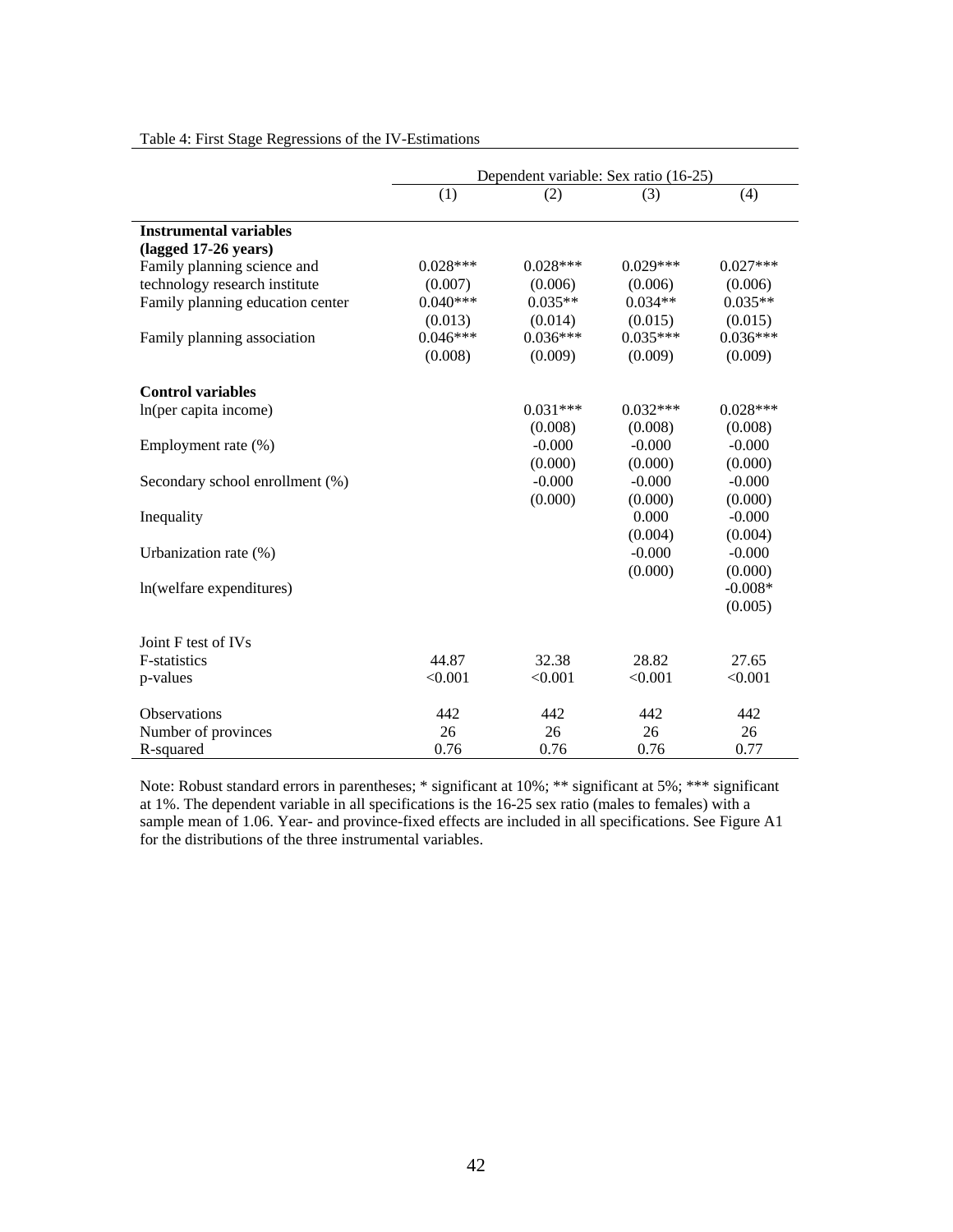Table 4: First Stage Regressions of the IV-Estimations

| | Dependent variable: Sex ratio (16-25) | | | |
|---|---|---|---|---|
| | (1) | (2) | (3) | (4) |
| **Instrumental variables (lagged 17-26 years)** | | | | |
| Family planning science and technology research institute | 0.028*** | 0.028*** | 0.029*** | 0.027*** |
| | (0.007) | (0.006) | (0.006) | (0.006) |
| Family planning education center | 0.040*** | 0.035** | 0.034** | 0.035** |
| | (0.013) | (0.014) | (0.015) | (0.015) |
| Family planning association | 0.046*** | 0.036*** | 0.035*** | 0.036*** |
| | (0.008) | (0.009) | (0.009) | (0.009) |
| **Control variables** | | | | |
| ln(per capita income) | | 0.031*** | 0.032*** | 0.028*** |
| | | (0.008) | (0.008) | (0.008) |
| Employment rate (%) | | -0.000 | -0.000 | -0.000 |
| | | (0.000) | (0.000) | (0.000) |
| Secondary school enrollment (%) | | -0.000 | -0.000 | -0.000 |
| | | (0.000) | (0.000) | (0.000) |
| Inequality | | | 0.000 | -0.000 |
| | | | (0.004) | (0.004) |
| Urbanization rate (%) | | | -0.000 | -0.000 |
| | | | (0.000) | (0.000) |
| ln(welfare expenditures) | | | | -0.008* |
| | | | | (0.005) |
| Joint F test of IVs | | | | |
| F-statistics | 44.87 | 32.38 | 28.82 | 27.65 |
| p-values | <0.001 | <0.001 | <0.001 | <0.001 |
| Observations | 442 | 442 | 442 | 442 |
| Number of provinces | 26 | 26 | 26 | 26 |
| R-squared | 0.76 | 0.76 | 0.76 | 0.77 |

Note: Robust standard errors in parentheses; * significant at 10%; ** significant at 5%; *** significant at 1%. The dependent variable in all specifications is the 16-25 sex ratio (males to females) with a sample mean of 1.06. Year- and province-fixed effects are included in all specifications. See Figure A1 for the distributions of the three instrumental variables.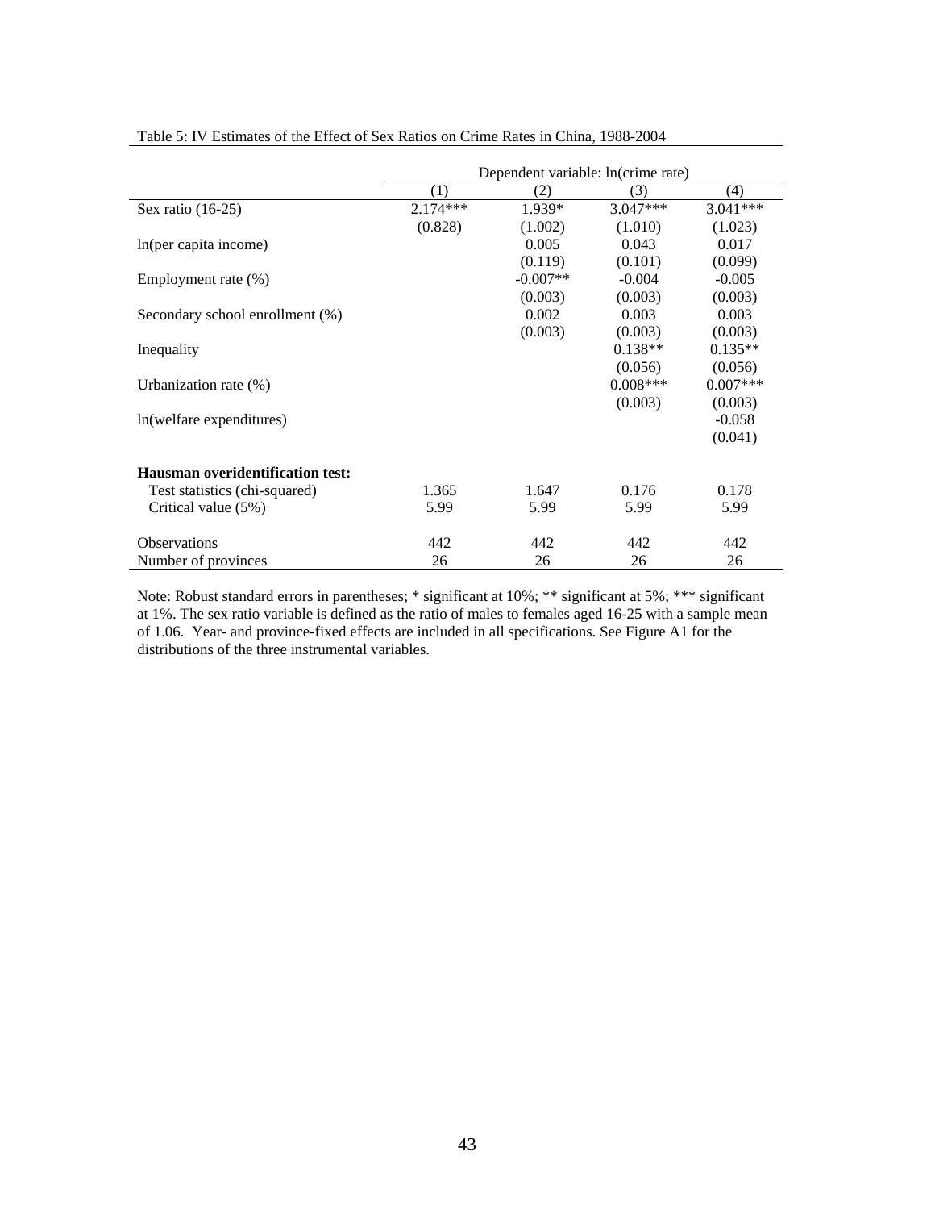Table 5: IV Estimates of the Effect of Sex Ratios on Crime Rates in China, 1988-2004

| | Dependent variable: ln(crime rate) | | | |
|---|---|---|---|---|
| | (1) | (2) | (3) | (4) |
| Sex ratio (16-25) | 2.174*** | 1.939* | 3.047*** | 3.041*** |
| | (0.828) | (1.002) | (1.010) | (1.023) |
| ln(per capita income) | | 0.005 | 0.043 | 0.017 |
| | | (0.119) | (0.101) | (0.099) |
| Employment rate (%) | | -0.007** | -0.004 | -0.005 |
| | | (0.003) | (0.003) | (0.003) |
| Secondary school enrollment (%) | | 0.002 | 0.003 | 0.003 |
| | | (0.003) | (0.003) | (0.003) |
| Inequality | | | 0.138** | 0.135** |
| | | | (0.056) | (0.056) |
| Urbanization rate (%) | | | 0.008*** | 0.007*** |
| | | | (0.003) | (0.003) |
| ln(welfare expenditures) | | | | -0.058 |
| | | | | (0.041) |
| **Hausman overidentification test:** | | | | |
| Test statistics (chi-squared) | 1.365 | 1.647 | 0.176 | 0.178 |
| Critical value (5%) | 5.99 | 5.99 | 5.99 | 5.99 |
| Observations | 442 | 442 | 442 | 442 |
| Number of provinces | 26 | 26 | 26 | 26 |

Note: Robust standard errors in parentheses; * significant at 10%; ** significant at 5%; *** significant at 1%. The sex ratio variable is defined as the ratio of males to females aged 16-25 with a sample mean of 1.06. Year- and province-fixed effects are included in all specifications. See Figure A1 for the distributions of the three instrumental variables.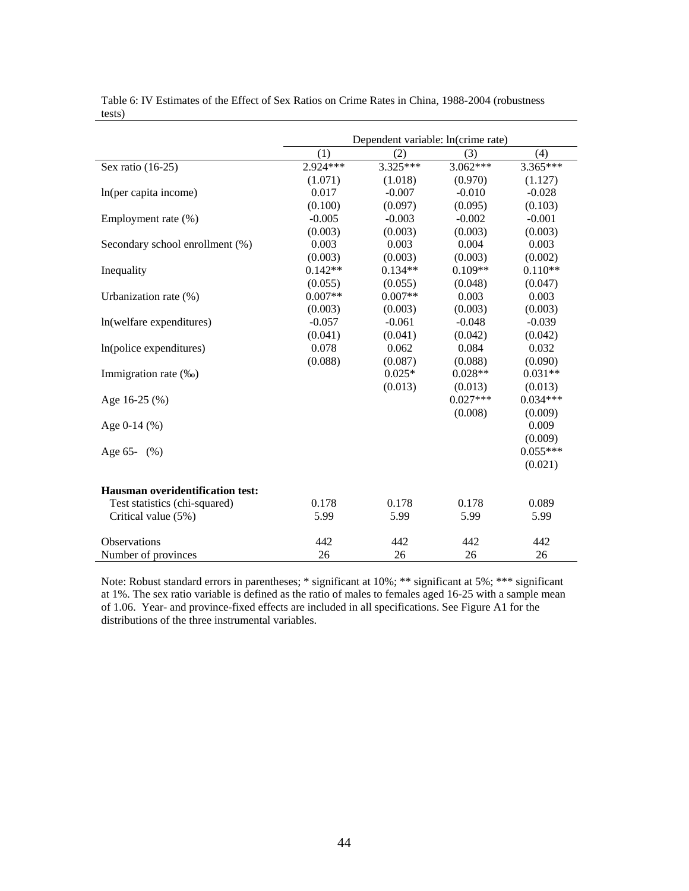Table 6: IV Estimates of the Effect of Sex Ratios on Crime Rates in China, 1988-2004 (robustness tests)

| | Dependent variable: ln(crime rate) | | | |
|---|---|---|---|---|
| | (1) | (2) | (3) | (4) |
| Sex ratio (16-25) | 2.924*** | 3.325*** | 3.062*** | 3.365*** |
| | (1.071) | (1.018) | (0.970) | (1.127) |
| ln(per capita income) | 0.017 | -0.007 | -0.010 | -0.028 |
| | (0.100) | (0.097) | (0.095) | (0.103) |
| Employment rate (%) | -0.005 | -0.003 | -0.002 | -0.001 |
| | (0.003) | (0.003) | (0.003) | (0.003) |
| Secondary school enrollment (%) | 0.003 | 0.003 | 0.004 | 0.003 |
| | (0.003) | (0.003) | (0.003) | (0.002) |
| Inequality | 0.142** | 0.134** | 0.109** | 0.110** |
| | (0.055) | (0.055) | (0.048) | (0.047) |
| Urbanization rate (%) | 0.007** | 0.007** | 0.003 | 0.003 |
| | (0.003) | (0.003) | (0.003) | (0.003) |
| ln(welfare expenditures) | -0.057 | -0.061 | -0.048 | -0.039 |
| | (0.041) | (0.041) | (0.042) | (0.042) |
| ln(police expenditures) | 0.078 | 0.062 | 0.084 | 0.032 |
| | (0.088) | (0.087) | (0.088) | (0.090) |
| Immigration rate (‰) | | 0.025* | 0.028** | 0.031** |
| | | (0.013) | (0.013) | (0.013) |
| Age 16-25 (%) | | | 0.027*** | 0.034*** |
| | | | (0.008) | (0.009) |
| Age 0-14 (%) | | | | 0.009 |
| | | | | (0.009) |
| Age 65- (%) | | | | 0.055*** |
| | | | | (0.021) |
| **Hausman overidentification test:** | | | | |
| Test statistics (chi-squared) | 0.178 | 0.178 | 0.178 | 0.089 |
| Critical value (5%) | 5.99 | 5.99 | 5.99 | 5.99 |
| Observations | 442 | 442 | 442 | 442 |
| Number of provinces | 26 | 26 | 26 | 26 |

Note: Robust standard errors in parentheses; * significant at 10%; ** significant at 5%; *** significant at 1%. The sex ratio variable is defined as the ratio of males to females aged 16-25 with a sample mean of 1.06. Year- and province-fixed effects are included in all specifications. See Figure A1 for the distributions of the three instrumental variables.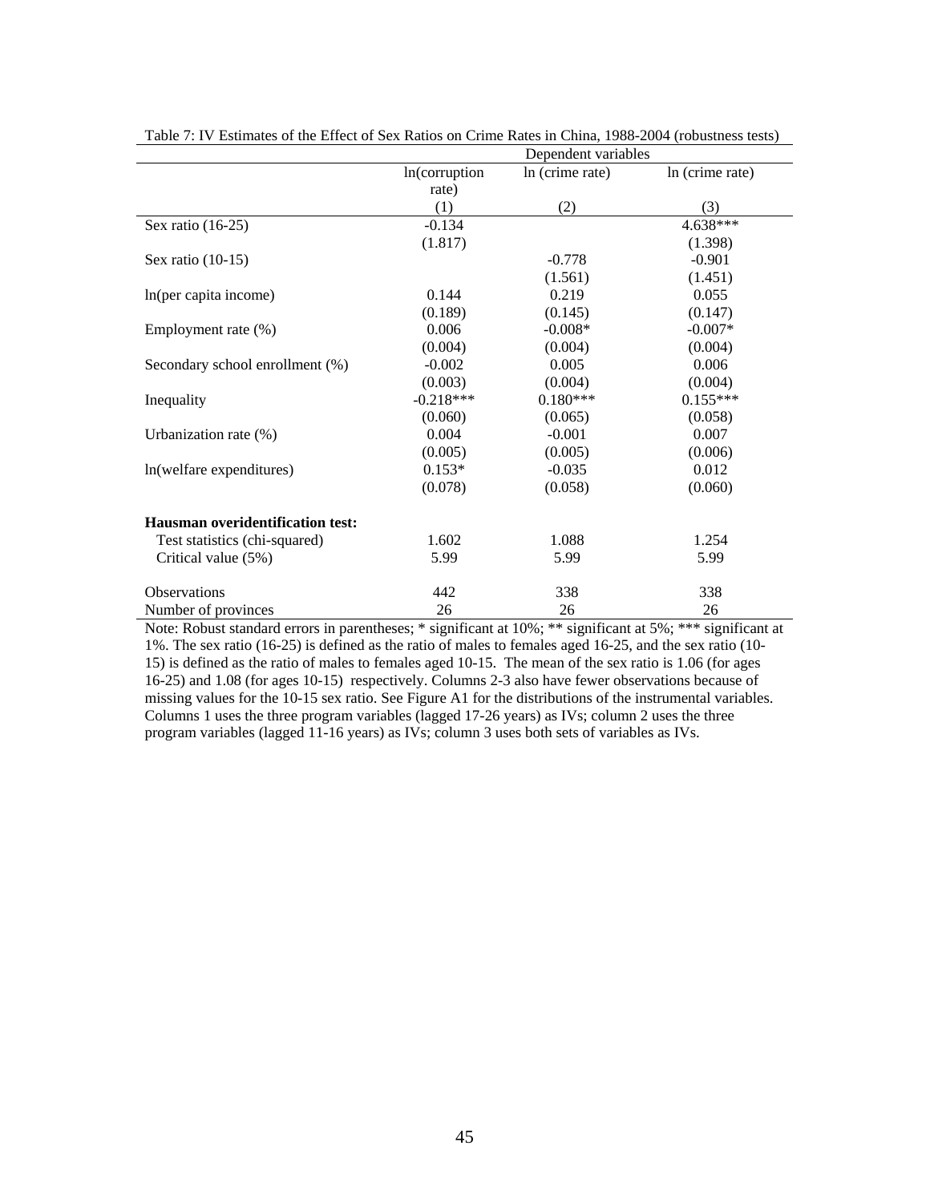Table 7: IV Estimates of the Effect of Sex Ratios on Crime Rates in China, 1988-2004 (robustness tests)

| | Dependent variables | | |
|---|---|---|---|
| | ln(corruption rate) | ln (crime rate) | ln (crime rate) |
| | (1) | (2) | (3) |
| Sex ratio (16-25) | -0.134 | | 4.638*** |
| | (1.817) | | (1.398) |
| Sex ratio (10-15) | | -0.778 | -0.901 |
| | | (1.561) | (1.451) |
| ln(per capita income) | 0.144 | 0.219 | 0.055 |
| | (0.189) | (0.145) | (0.147) |
| Employment rate (%) | 0.006 | -0.008* | -0.007* |
| | (0.004) | (0.004) | (0.004) |
| Secondary school enrollment (%) | -0.002 | 0.005 | 0.006 |
| | (0.003) | (0.004) | (0.004) |
| Inequality | -0.218*** | 0.180*** | 0.155*** |
| | (0.060) | (0.065) | (0.058) |
| Urbanization rate (%) | 0.004 | -0.001 | 0.007 |
| | (0.005) | (0.005) | (0.006) |
| ln(welfare expenditures) | 0.153* | -0.035 | 0.012 |
| | (0.078) | (0.058) | (0.060) |
| **Hausman overidentification test:** | | | |
| Test statistics (chi-squared) | 1.602 | 1.088 | 1.254 |
| Critical value (5%) | 5.99 | 5.99 | 5.99 |
| Observations | 442 | 338 | 338 |
| Number of provinces | 26 | 26 | 26 |

Note: Robust standard errors in parentheses; * significant at 10%; ** significant at 5%; *** significant at 1%. The sex ratio (16-25) is defined as the ratio of males to females aged 16-25, and the sex ratio (10-15) is defined as the ratio of males to females aged 10-15. The mean of the sex ratio is 1.06 (for ages 16-25) and 1.08 (for ages 10-15) respectively. Columns 2-3 also have fewer observations because of missing values for the 10-15 sex ratio. See Figure A1 for the distributions of the instrumental variables. Columns 1 uses the three program variables (lagged 17-26 years) as IVs; column 2 uses the three program variables (lagged 11-16 years) as IVs; column 3 uses both sets of variables as IVs.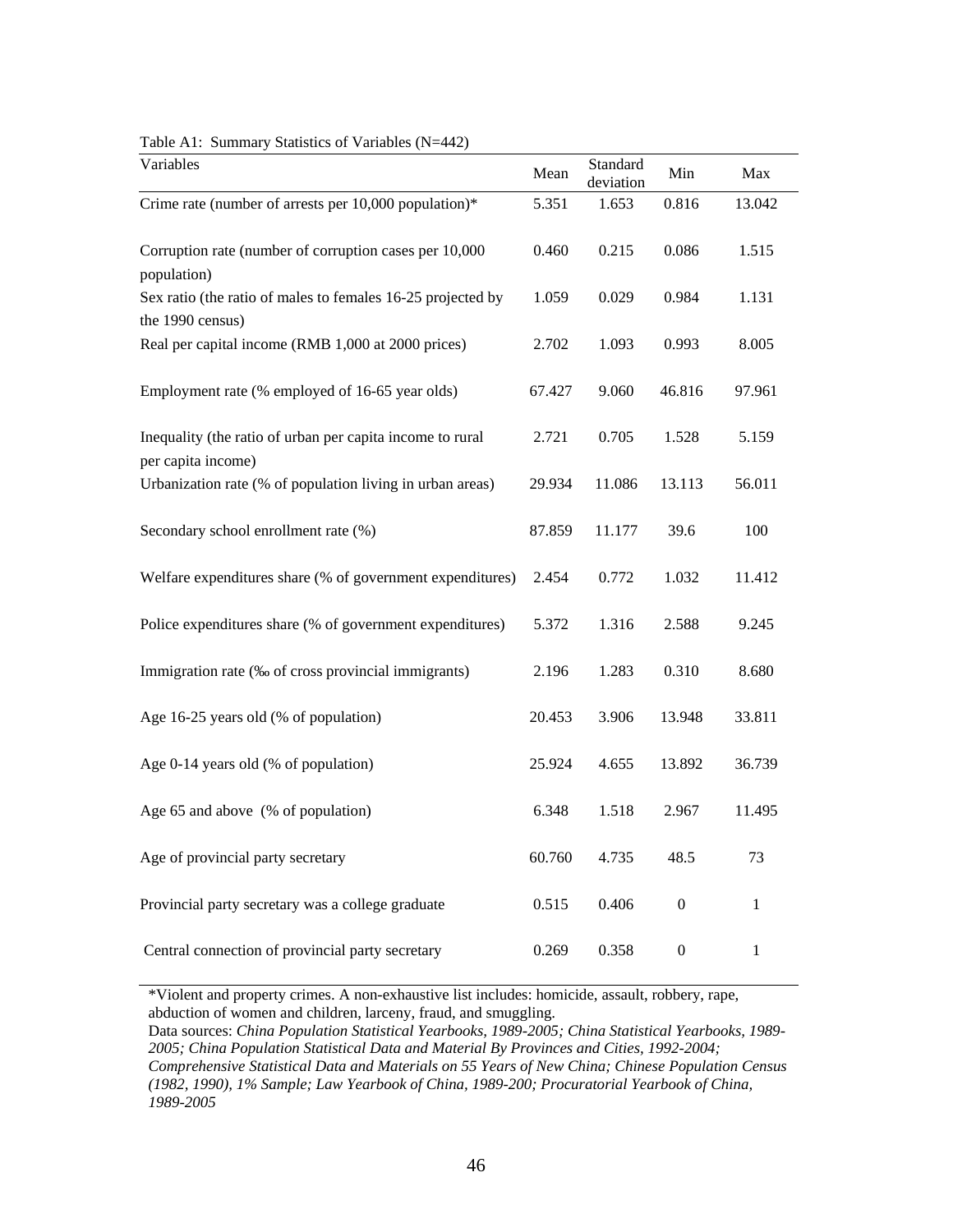Table A1: Summary Statistics of Variables (N=442)

| Variables | Mean | Standard deviation | Min | Max |
|---|---|---|---|---|
| Crime rate (number of arrests per 10,000 population)* | 5.351 | 1.653 | 0.816 | 13.042 |
| Corruption rate (number of corruption cases per 10,000 population) | 0.460 | 0.215 | 0.086 | 1.515 |
| Sex ratio (the ratio of males to females 16-25 projected by the 1990 census) | 1.059 | 0.029 | 0.984 | 1.131 |
| Real per capital income (RMB 1,000 at 2000 prices) | 2.702 | 1.093 | 0.993 | 8.005 |
| Employment rate (% employed of 16-65 year olds) | 67.427 | 9.060 | 46.816 | 97.961 |
| Inequality (the ratio of urban per capita income to rural per capita income) | 2.721 | 0.705 | 1.528 | 5.159 |
| Urbanization rate (% of population living in urban areas) | 29.934 | 11.086 | 13.113 | 56.011 |
| Secondary school enrollment rate (%) | 87.859 | 11.177 | 39.6 | 100 |
| Welfare expenditures share (% of government expenditures) | 2.454 | 0.772 | 1.032 | 11.412 |
| Police expenditures share (% of government expenditures) | 5.372 | 1.316 | 2.588 | 9.245 |
| Immigration rate (‰ of cross provincial immigrants) | 2.196 | 1.283 | 0.310 | 8.680 |
| Age 16-25 years old (% of population) | 20.453 | 3.906 | 13.948 | 33.811 |
| Age 0-14 years old (% of population) | 25.924 | 4.655 | 13.892 | 36.739 |
| Age 65 and above (% of population) | 6.348 | 1.518 | 2.967 | 11.495 |
| Age of provincial party secretary | 60.760 | 4.735 | 48.5 | 73 |
| Provincial party secretary was a college graduate | 0.515 | 0.406 | 0 | 1 |
| Central connection of provincial party secretary | 0.269 | 0.358 | 0 | 1 |

*Violent and property crimes. A non-exhaustive list includes: homicide, assault, robbery, rape, abduction of women and children, larceny, fraud, and smuggling.

Data sources: *China Population Statistical Yearbooks, 1989-2005; China Statistical Yearbooks, 1989-2005; China Population Statistical Data and Material By Provinces and Cities, 1992-2004; Comprehensive Statistical Data and Materials on 55 Years of New China; Chinese Population Census (1982, 1990), 1% Sample; Law Yearbook of China, 1989-200; Procuratorial Yearbook of China, 1989-2005*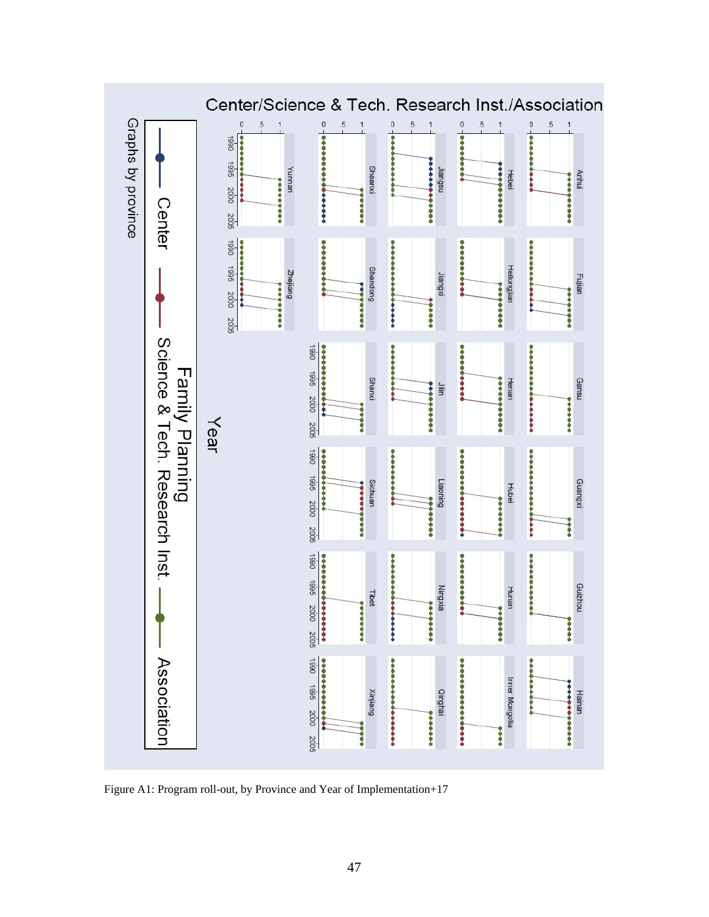Figure A1: Program roll-out, by Province and Year of Implementation+17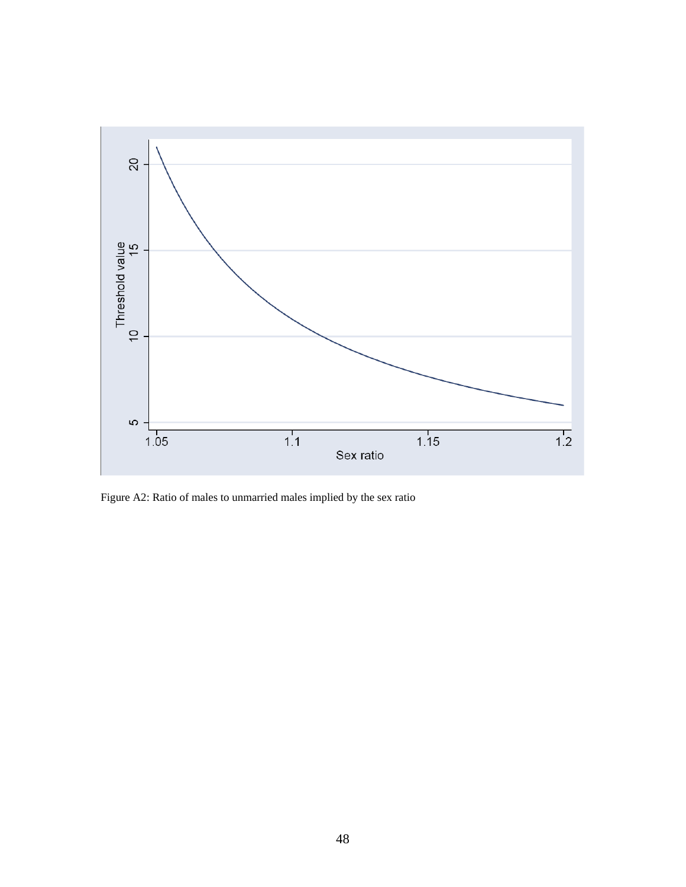Threshold value

20

15

10

5

1.05

1.1

1.15

1.2

Sex ratio

Figure A2: Ratio of males to unmarried males implied by the sex ratio